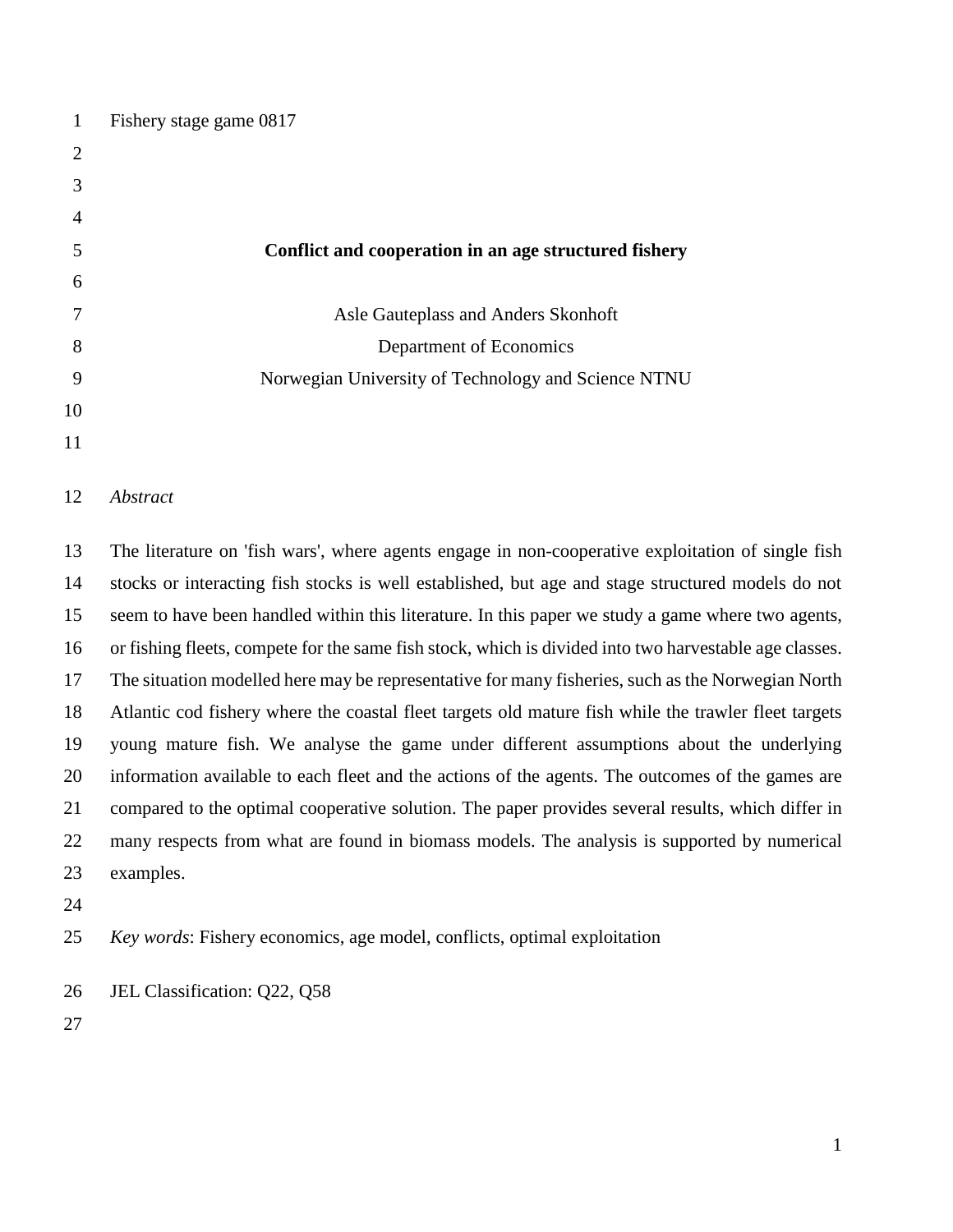Fishery stage game 0817

# Conflict and cooperation in an age structured fishery

Asle Gauteplass and Anders Skonhoft
Department of Economics
Norwegian University of Technology and Science NTNU

*Abstract*

The literature on 'fish wars', where agents engage in non-cooperative exploitation of single fish stocks or interacting fish stocks is well established, but age and stage structured models do not seem to have been handled within this literature. In this paper we study a game where two agents, or fishing fleets, compete for the same fish stock, which is divided into two harvestable age classes. The situation modelled here may be representative for many fisheries, such as the Norwegian North Atlantic cod fishery where the coastal fleet targets old mature fish while the trawler fleet targets young mature fish. We analyse the game under different assumptions about the underlying information available to each fleet and the actions of the agents. The outcomes of the games are compared to the optimal cooperative solution. The paper provides several results, which differ in many respects from what are found in biomass models. The analysis is supported by numerical examples.

*Key words*: Fishery economics, age model, conflicts, optimal exploitation

JEL Classification: Q22, Q58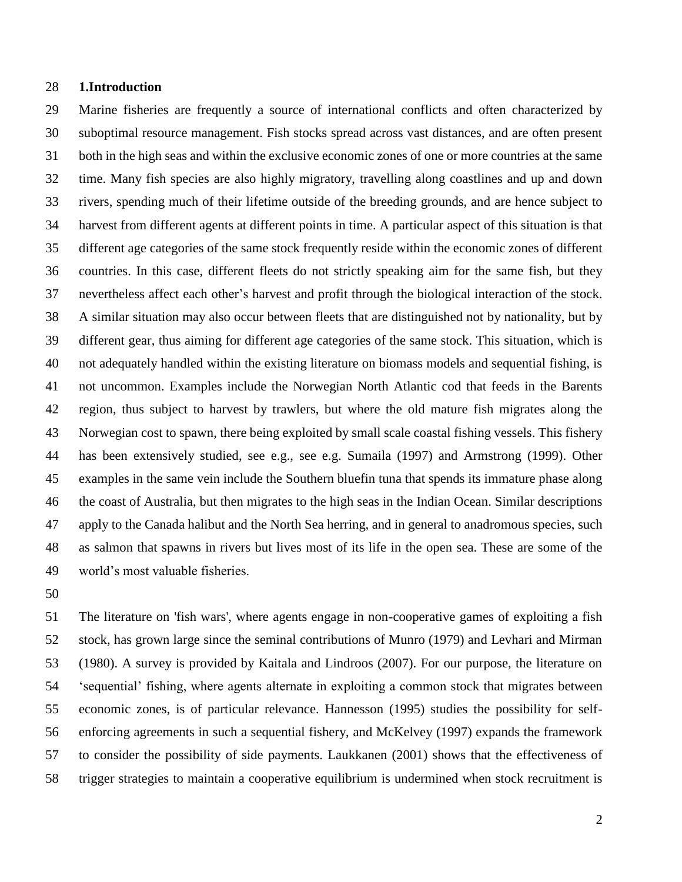## 1.Introduction

Marine fisheries are frequently a source of international conflicts and often characterized by suboptimal resource management. Fish stocks spread across vast distances, and are often present both in the high seas and within the exclusive economic zones of one or more countries at the same time. Many fish species are also highly migratory, travelling along coastlines and up and down rivers, spending much of their lifetime outside of the breeding grounds, and are hence subject to harvest from different agents at different points in time. A particular aspect of this situation is that different age categories of the same stock frequently reside within the economic zones of different countries. In this case, different fleets do not strictly speaking aim for the same fish, but they nevertheless affect each other's harvest and profit through the biological interaction of the stock. A similar situation may also occur between fleets that are distinguished not by nationality, but by different gear, thus aiming for different age categories of the same stock. This situation, which is not adequately handled within the existing literature on biomass models and sequential fishing, is not uncommon. Examples include the Norwegian North Atlantic cod that feeds in the Barents region, thus subject to harvest by trawlers, but where the old mature fish migrates along the Norwegian cost to spawn, there being exploited by small scale coastal fishing vessels. This fishery has been extensively studied, see e.g., see e.g. Sumaila (1997) and Armstrong (1999). Other examples in the same vein include the Southern bluefin tuna that spends its immature phase along the coast of Australia, but then migrates to the high seas in the Indian Ocean. Similar descriptions apply to the Canada halibut and the North Sea herring, and in general to anadromous species, such as salmon that spawns in rivers but lives most of its life in the open sea. These are some of the world's most valuable fisheries.

The literature on 'fish wars', where agents engage in non-cooperative games of exploiting a fish stock, has grown large since the seminal contributions of Munro (1979) and Levhari and Mirman (1980). A survey is provided by Kaitala and Lindroos (2007). For our purpose, the literature on 'sequential' fishing, where agents alternate in exploiting a common stock that migrates between economic zones, is of particular relevance. Hannesson (1995) studies the possibility for self-enforcing agreements in such a sequential fishery, and McKelvey (1997) expands the framework to consider the possibility of side payments. Laukkanen (2001) shows that the effectiveness of trigger strategies to maintain a cooperative equilibrium is undermined when stock recruitment is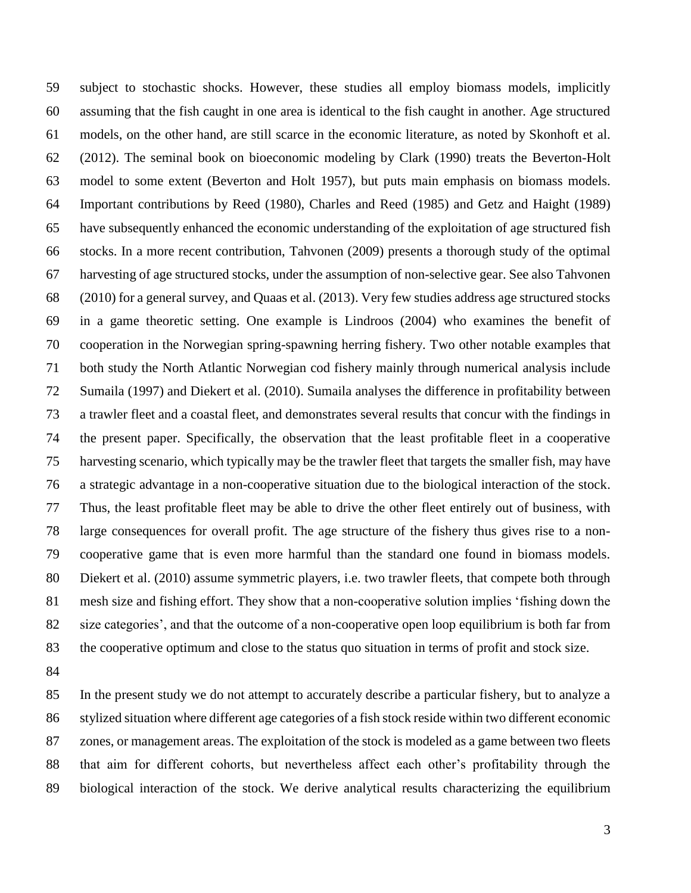subject to stochastic shocks. However, these studies all employ biomass models, implicitly assuming that the fish caught in one area is identical to the fish caught in another. Age structured models, on the other hand, are still scarce in the economic literature, as noted by Skonhoft et al. (2012). The seminal book on bioeconomic modeling by Clark (1990) treats the Beverton-Holt model to some extent (Beverton and Holt 1957), but puts main emphasis on biomass models. Important contributions by Reed (1980), Charles and Reed (1985) and Getz and Haight (1989) have subsequently enhanced the economic understanding of the exploitation of age structured fish stocks. In a more recent contribution, Tahvonen (2009) presents a thorough study of the optimal harvesting of age structured stocks, under the assumption of non-selective gear. See also Tahvonen (2010) for a general survey, and Quaas et al. (2013). Very few studies address age structured stocks in a game theoretic setting. One example is Lindroos (2004) who examines the benefit of cooperation in the Norwegian spring-spawning herring fishery. Two other notable examples that both study the North Atlantic Norwegian cod fishery mainly through numerical analysis include Sumaila (1997) and Diekert et al. (2010). Sumaila analyses the difference in profitability between a trawler fleet and a coastal fleet, and demonstrates several results that concur with the findings in the present paper. Specifically, the observation that the least profitable fleet in a cooperative harvesting scenario, which typically may be the trawler fleet that targets the smaller fish, may have a strategic advantage in a non-cooperative situation due to the biological interaction of the stock. Thus, the least profitable fleet may be able to drive the other fleet entirely out of business, with large consequences for overall profit. The age structure of the fishery thus gives rise to a non-cooperative game that is even more harmful than the standard one found in biomass models. Diekert et al. (2010) assume symmetric players, i.e. two trawler fleets, that compete both through mesh size and fishing effort. They show that a non-cooperative solution implies 'fishing down the size categories', and that the outcome of a non-cooperative open loop equilibrium is both far from the cooperative optimum and close to the status quo situation in terms of profit and stock size.

In the present study we do not attempt to accurately describe a particular fishery, but to analyze a stylized situation where different age categories of a fish stock reside within two different economic zones, or management areas. The exploitation of the stock is modeled as a game between two fleets that aim for different cohorts, but nevertheless affect each other's profitability through the biological interaction of the stock. We derive analytical results characterizing the equilibrium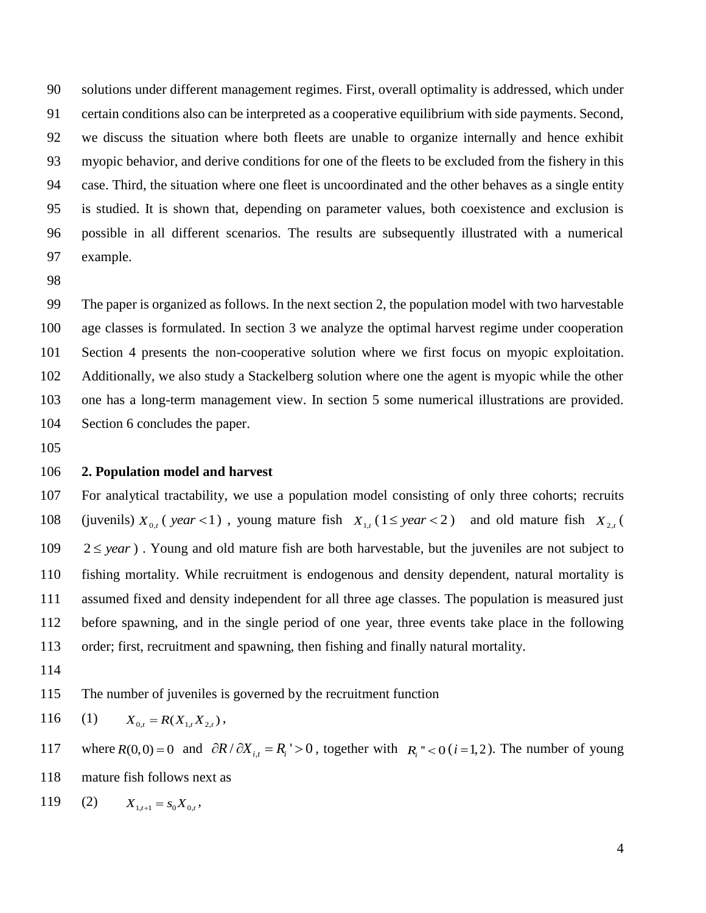solutions under different management regimes. First, overall optimality is addressed, which under certain conditions also can be interpreted as a cooperative equilibrium with side payments. Second, we discuss the situation where both fleets are unable to organize internally and hence exhibit myopic behavior, and derive conditions for one of the fleets to be excluded from the fishery in this case. Third, the situation where one fleet is uncoordinated and the other behaves as a single entity is studied. It is shown that, depending on parameter values, both coexistence and exclusion is possible in all different scenarios. The results are subsequently illustrated with a numerical example.

The paper is organized as follows. In the next section 2, the population model with two harvestable age classes is formulated. In section 3 we analyze the optimal harvest regime under cooperation Section 4 presents the non-cooperative solution where we first focus on myopic exploitation. Additionally, we also study a Stackelberg solution where one the agent is myopic while the other one has a long-term management view. In section 5 some numerical illustrations are provided. Section 6 concludes the paper.

## 2. Population model and harvest

For analytical tractability, we use a population model consisting of only three cohorts; recruits (juvenils) $X_{0,t}$ ( $year < 1$ ) , young mature fish $X_{1,t}$ ( $1 \leq year < 2$ ) and old mature fish $X_{2,t}$ ( $2 \leq year$ ) . Young and old mature fish are both harvestable, but the juveniles are not subject to fishing mortality. While recruitment is endogenous and density dependent, natural mortality is assumed fixed and density independent for all three age classes. The population is measured just before spawning, and in the single period of one year, three events take place in the following order; first, recruitment and spawning, then fishing and finally natural mortality.

The number of juveniles is governed by the recruitment function

(1) $\quad X_{0,t} = R(X_{1,t} X_{2,t})$ ,

where $R(0,0) = 0$ and $\partial R / \partial X_{i,t} = R_i' > 0$ , together with $R_i'' < 0$ ( $i = 1, 2$ ). The number of young mature fish follows next as

(2) $\quad X_{1,t+1} = s_0 X_{0,t}$ ,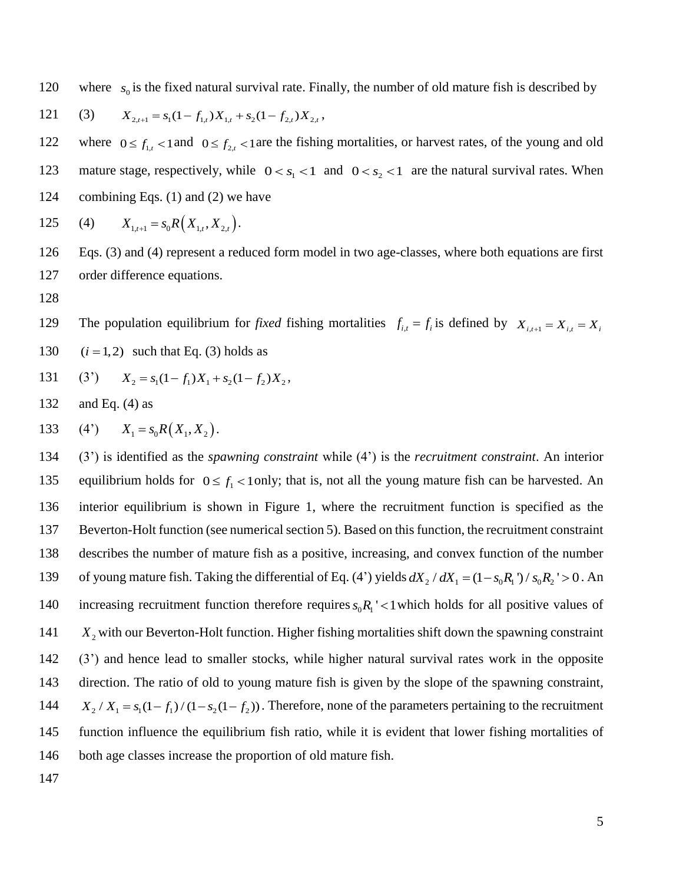where $s_0$ is the fixed natural survival rate. Finally, the number of old mature fish is described by

(3) $$X_{2,t+1} = s_1(1-f_{1,t})X_{1,t} + s_2(1-f_{2,t})X_{2,t},$$

where $0 \le f_{1,t} < 1$ and $0 \le f_{2,t} < 1$ are the fishing mortalities, or harvest rates, of the young and old mature stage, respectively, while $0 < s_1 < 1$ and $0 < s_2 < 1$ are the natural survival rates. When combining Eqs. (1) and (2) we have

(4) $$X_{1,t+1} = s_0 R\left(X_{1,t}, X_{2,t}\right).$$

Eqs. (3) and (4) represent a reduced form model in two age-classes, where both equations are first order difference equations.

The population equilibrium for *fixed* fishing mortalities $f_{i,t} = f_i$ is defined by $X_{i,t+1} = X_{i,t} = X_i$ $(i = 1, 2)$ such that Eq. (3) holds as

(3') $$X_2 = s_1(1-f_1)X_1 + s_2(1-f_2)X_2,$$

and Eq. (4) as

(4') $$X_1 = s_0 R\left(X_1, X_2\right).$$

(3') is identified as the *spawning constraint* while (4') is the *recruitment constraint*. An interior equilibrium holds for $0 \le f_1 < 1$ only; that is, not all the young mature fish can be harvested. An interior equilibrium is shown in Figure 1, where the recruitment function is specified as the Beverton-Holt function (see numerical section 5). Based on this function, the recruitment constraint describes the number of mature fish as a positive, increasing, and convex function of the number of young mature fish. Taking the differential of Eq. (4') yields $dX_2 / dX_1 = (1 - s_0 R_1') / s_0 R_2' > 0$. An increasing recruitment function therefore requires $s_0 R_1' < 1$ which holds for all positive values of $X_2$ with our Beverton-Holt function. Higher fishing mortalities shift down the spawning constraint (3') and hence lead to smaller stocks, while higher natural survival rates work in the opposite direction. The ratio of old to young mature fish is given by the slope of the spawning constraint, $X_2 / X_1 = s_1(1-f_1)/(1-s_2(1-f_2))$. Therefore, none of the parameters pertaining to the recruitment function influence the equilibrium fish ratio, while it is evident that lower fishing mortalities of both age classes increase the proportion of old mature fish.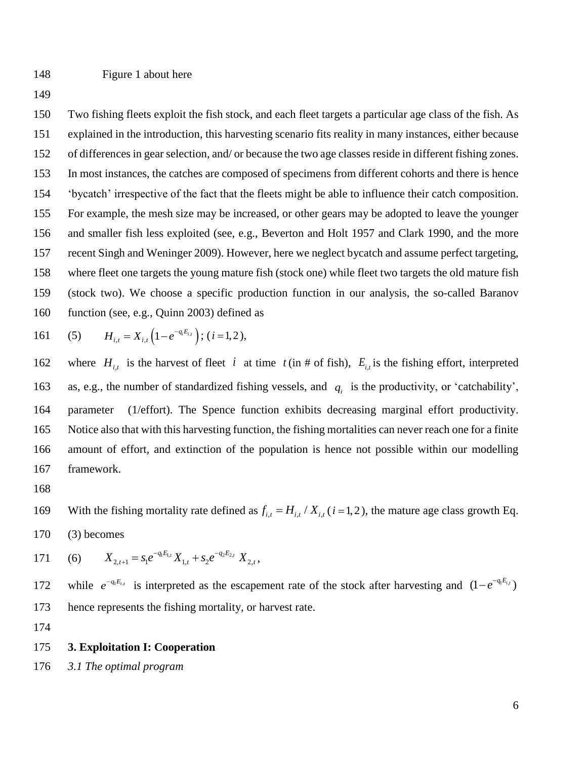Figure 1 about here

Two fishing fleets exploit the fish stock, and each fleet targets a particular age class of the fish. As explained in the introduction, this harvesting scenario fits reality in many instances, either because of differences in gear selection, and/ or because the two age classes reside in different fishing zones. In most instances, the catches are composed of specimens from different cohorts and there is hence 'bycatch' irrespective of the fact that the fleets might be able to influence their catch composition. For example, the mesh size may be increased, or other gears may be adopted to leave the younger and smaller fish less exploited (see, e.g., Beverton and Holt 1957 and Clark 1990, and the more recent Singh and Weninger 2009). However, here we neglect bycatch and assume perfect targeting, where fleet one targets the young mature fish (stock one) while fleet two targets the old mature fish (stock two). We choose a specific production function in our analysis, the so-called Baranov function (see, e.g., Quinn 2003) defined as

(5) $$H_{i,t} = X_{i,t}\left(1 - e^{-q_i E_{i,t}}\right);\ (i = 1, 2),$$

where $H_{i,t}$ is the harvest of fleet $i$ at time $t$ (in # of fish), $E_{i,t}$ is the fishing effort, interpreted as, e.g., the number of standardized fishing vessels, and $q_i$ is the productivity, or 'catchability', parameter (1/effort). The Spence function exhibits decreasing marginal effort productivity. Notice also that with this harvesting function, the fishing mortalities can never reach one for a finite amount of effort, and extinction of the population is hence not possible within our modelling framework.

With the fishing mortality rate defined as $f_{i,t} = H_{i,t} / X_{i,t}$ ($i = 1, 2$), the mature age class growth Eq. (3) becomes

(6) $$X_{2,t+1} = s_1 e^{-q_1 E_{1,t}} X_{1,t} + s_2 e^{-q_2 E_{2,t}}\ X_{2,t},$$

while $e^{-q_1 E_{i,t}}$ is interpreted as the escapement rate of the stock after harvesting and $(1 - e^{-q_1 E_{i,t}})$ hence represents the fishing mortality, or harvest rate.

## 3. Exploitation I: Cooperation

### *3.1 The optimal program*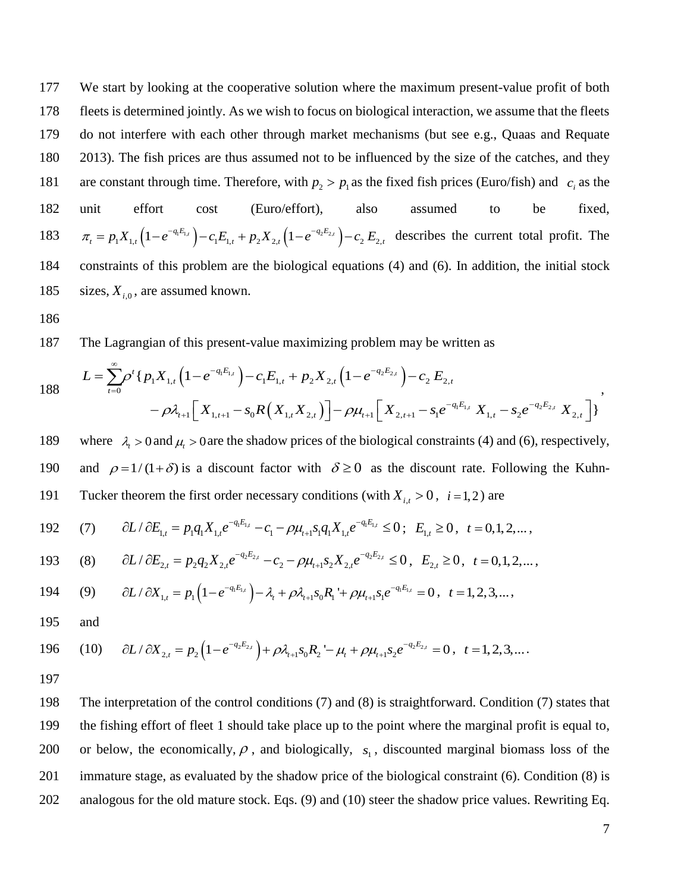We start by looking at the cooperative solution where the maximum present-value profit of both fleets is determined jointly. As we wish to focus on biological interaction, we assume that the fleets do not interfere with each other through market mechanisms (but see e.g., Quaas and Requate 2013). The fish prices are thus assumed not to be influenced by the size of the catches, and they are constant through time. Therefore, with $p_2 > p_1$ as the fixed fish prices (Euro/fish) and $c_i$ as the unit effort cost (Euro/effort), also assumed to be fixed, $\pi_t = p_1 X_{1,t}\left(1-e^{-q_1 E_{1,t}}\right) - c_1 E_{1,t} + p_2 X_{2,t}\left(1-e^{-q_2 E_{2,t}}\right) - c_2 E_{2,t}$ describes the current total profit. The constraints of this problem are the biological equations (4) and (6). In addition, the initial stock sizes, $X_{i,0}$, are assumed known.

The Lagrangian of this present-value maximizing problem may be written as

$$L = \sum_{t=0}^{\infty} \rho^t \{ p_1 X_{1,t}\left(1-e^{-q_1 E_{1,t}}\right) - c_1 E_{1,t} + p_2 X_{2,t}\left(1-e^{-q_2 E_{2,t}}\right) - c_2 E_{2,t} \\ - \rho \lambda_{t+1}\left[ X_{1,t+1} - s_0 R\left(X_{1,t} X_{2,t}\right)\right] - \rho \mu_{t+1}\left[ X_{2,t+1} - s_1 e^{-q_1 E_{1,t}} X_{1,t} - s_2 e^{-q_2 E_{2,t}} X_{2,t}\right]\},$$

where $\lambda_t > 0$ and $\mu_t > 0$ are the shadow prices of the biological constraints (4) and (6), respectively, and $\rho = 1/(1+\delta)$ is a discount factor with $\delta \geq 0$ as the discount rate. Following the Kuhn-Tucker theorem the first order necessary conditions (with $X_{i,t} > 0$, $i = 1,2$) are

(7) $$\partial L / \partial E_{1,t} = p_1 q_1 X_{1,t} e^{-q_1 E_{1,t}} - c_1 - \rho \mu_{t+1} s_1 q_1 X_{1,t} e^{-q_1 E_{1,t}} \leq 0; \quad E_{1,t} \geq 0, \quad t = 0,1,2,...,$$

(8) $$\partial L / \partial E_{2,t} = p_2 q_2 X_{2,t} e^{-q_2 E_{2,t}} - c_2 - \rho \mu_{t+1} s_2 X_{2,t} e^{-q_2 E_{2,t}} \leq 0, \quad E_{2,t} \geq 0, \quad t = 0,1,2,...,$$

(9) $$\partial L / \partial X_{1,t} = p_1\left(1-e^{-q_1 E_{1,t}}\right) - \lambda_t + \rho \lambda_{t+1} s_0 R_1' + \rho \mu_{t+1} s_1 e^{-q_1 E_{1,t}} = 0, \quad t = 1,2,3,...,$$

and

(10) $$\partial L / \partial X_{2,t} = p_2\left(1-e^{-q_2 E_{2,t}}\right) + \rho \lambda_{t+1} s_0 R_2' - \mu_t + \rho \mu_{t+1} s_2 e^{-q_2 E_{2,t}} = 0, \quad t = 1,2,3,....$$

The interpretation of the control conditions (7) and (8) is straightforward. Condition (7) states that the fishing effort of fleet 1 should take place up to the point where the marginal profit is equal to, or below, the economically, $\rho$, and biologically, $s_1$, discounted marginal biomass loss of the immature stage, as evaluated by the shadow price of the biological constraint (6). Condition (8) is analogous for the old mature stock. Eqs. (9) and (10) steer the shadow price values. Rewriting Eq.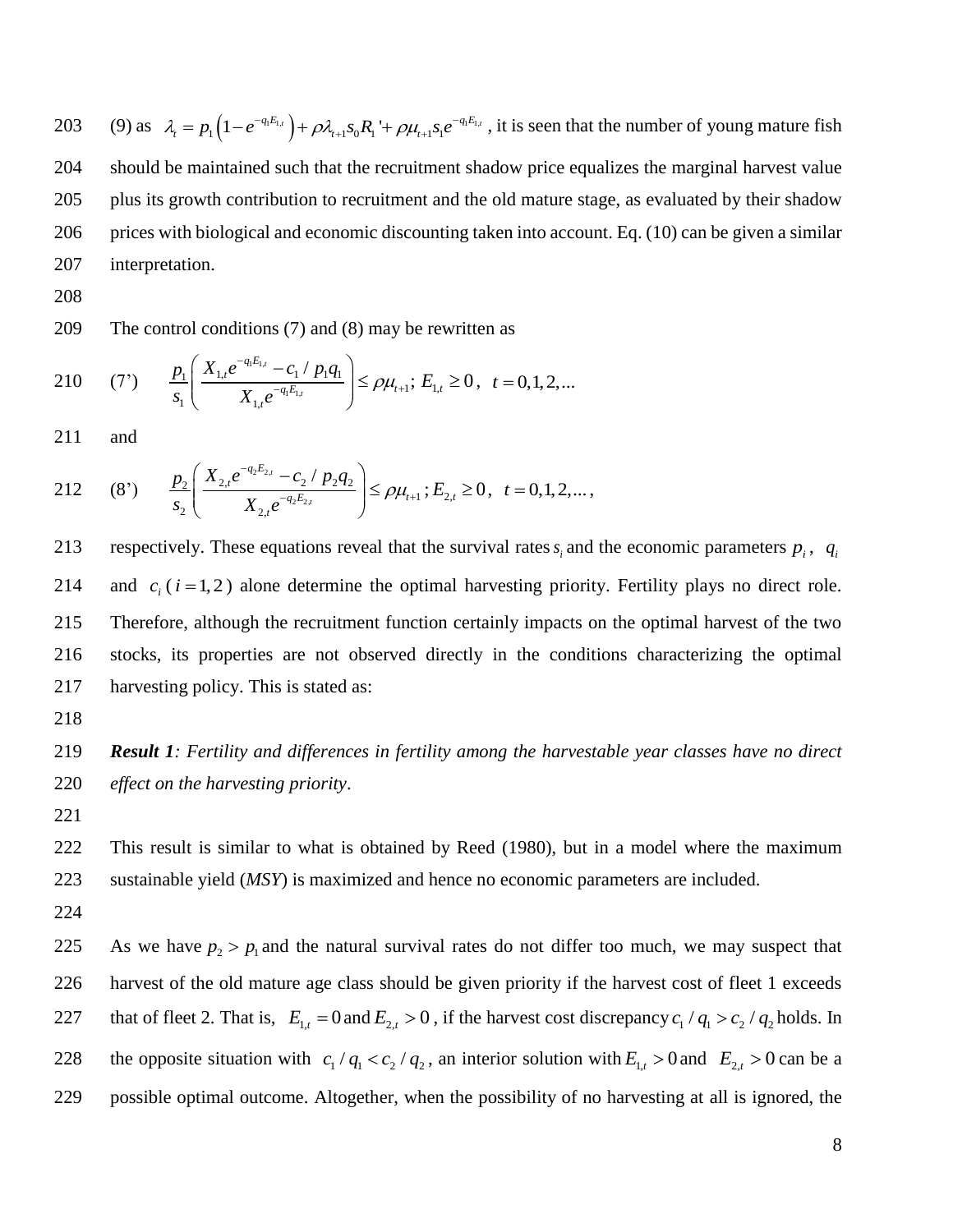(9) as $\lambda_t = p_1\left(1-e^{-q_1E_{1,t}}\right)+\rho\lambda_{t+1}s_0R_1'+\rho\mu_{t+1}s_1e^{-q_1E_{1,t}}$, it is seen that the number of young mature fish should be maintained such that the recruitment shadow price equalizes the marginal harvest value plus its growth contribution to recruitment and the old mature stage, as evaluated by their shadow prices with biological and economic discounting taken into account. Eq. (10) can be given a similar interpretation.

The control conditions (7) and (8) may be rewritten as

$$\text{(7')} \qquad \frac{p_1}{s_1}\left(\frac{X_{1,t}e^{-q_1E_{1,t}}-c_1/p_1q_1}{X_{1,t}e^{-q_1E_{1,t}}}\right)\le \rho\mu_{t+1};\ E_{1,t}\ge 0,\ \ t=0,1,2,...$$

and

$$\text{(8')} \qquad \frac{p_2}{s_2}\left(\frac{X_{2,t}e^{-q_2E_{2,t}}-c_2/p_2q_2}{X_{2,t}e^{-q_2E_{2,t}}}\right)\le \rho\mu_{t+1};\ E_{2,t}\ge 0,\ \ t=0,1,2,...,$$

respectively. These equations reveal that the survival rates $s_i$ and the economic parameters $p_i$, $q_i$ and $c_i$ ($i=1,2$) alone determine the optimal harvesting priority. Fertility plays no direct role. Therefore, although the recruitment function certainly impacts on the optimal harvest of the two stocks, its properties are not observed directly in the conditions characterizing the optimal harvesting policy. This is stated as:

***Result 1****: Fertility and differences in fertility among the harvestable year classes have no direct effect on the harvesting priority*.

This result is similar to what is obtained by Reed (1980), but in a model where the maximum sustainable yield (*MSY*) is maximized and hence no economic parameters are included.

As we have $p_2 > p_1$ and the natural survival rates do not differ too much, we may suspect that harvest of the old mature age class should be given priority if the harvest cost of fleet 1 exceeds that of fleet 2. That is, $E_{1,t}=0$ and $E_{2,t}>0$, if the harvest cost discrepancy $c_1/q_1 > c_2/q_2$ holds. In the opposite situation with $c_1/q_1 < c_2/q_2$, an interior solution with $E_{1,t}>0$ and $E_{2,t}>0$ can be a possible optimal outcome. Altogether, when the possibility of no harvesting at all is ignored, the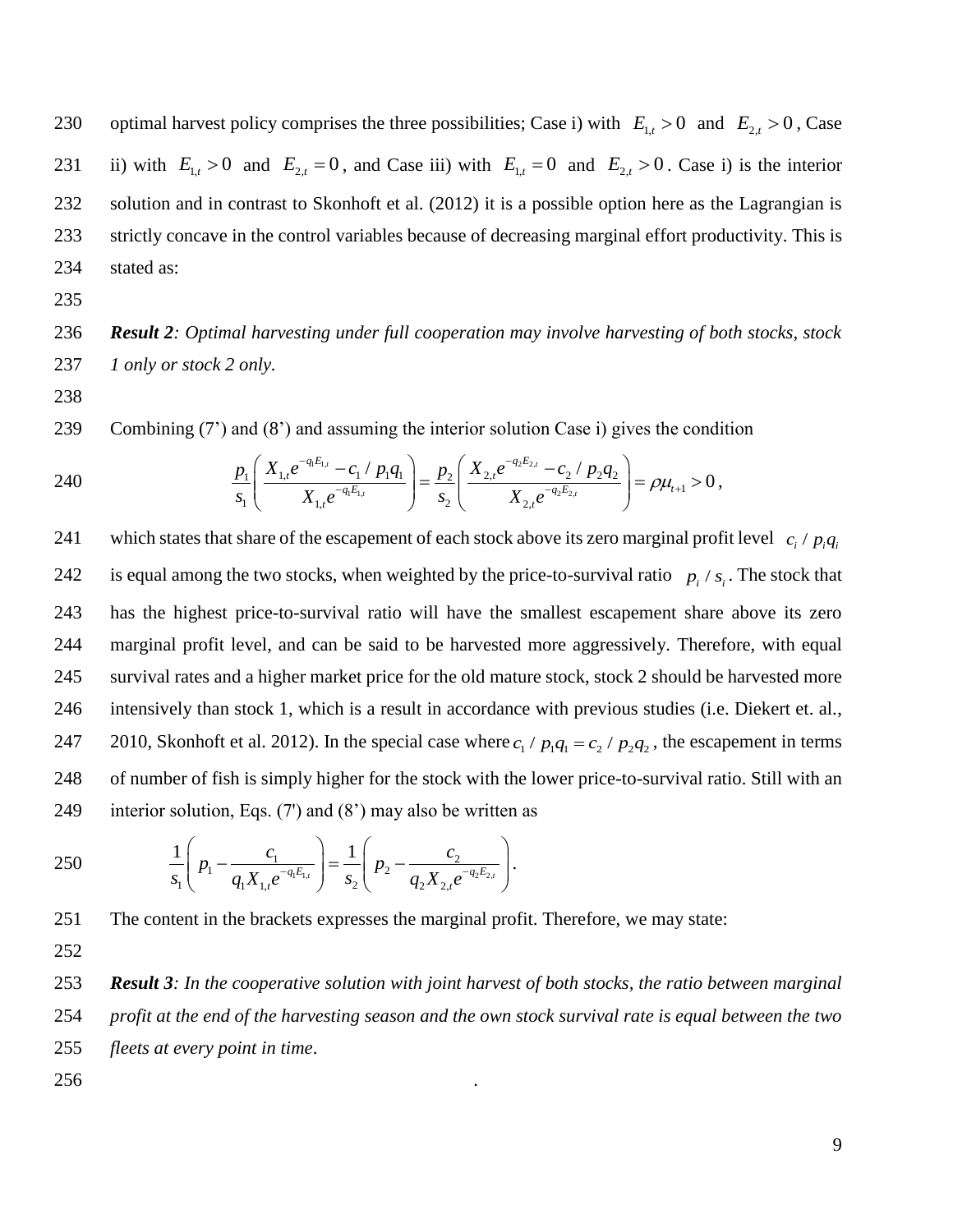optimal harvest policy comprises the three possibilities; Case i) with $E_{1,t} > 0$ and $E_{2,t} > 0$, Case ii) with $E_{1,t} > 0$ and $E_{2,t} = 0$, and Case iii) with $E_{1,t} = 0$ and $E_{2,t} > 0$. Case i) is the interior solution and in contrast to Skonhoft et al. (2012) it is a possible option here as the Lagrangian is strictly concave in the control variables because of decreasing marginal effort productivity. This is stated as:

***Result 2**: Optimal harvesting under full cooperation may involve harvesting of both stocks, stock 1 only or stock 2 only.*

Combining (7') and (8') and assuming the interior solution Case i) gives the condition

$$\frac{p_1}{s_1}\left(\frac{X_{1,t}e^{-q_1E_{1,t}} - c_1 / p_1q_1}{X_{1,t}e^{-q_1E_{1,t}}}\right) = \frac{p_2}{s_2}\left(\frac{X_{2,t}e^{-q_2E_{2,t}} - c_2 / p_2q_2}{X_{2,t}e^{-q_2E_{2,t}}}\right) = \rho\mu_{t+1} > 0,$$

which states that share of the escapement of each stock above its zero marginal profit level $c_i / p_iq_i$ is equal among the two stocks, when weighted by the price-to-survival ratio $p_i / s_i$. The stock that has the highest price-to-survival ratio will have the smallest escapement share above its zero marginal profit level, and can be said to be harvested more aggressively. Therefore, with equal survival rates and a higher market price for the old mature stock, stock 2 should be harvested more intensively than stock 1, which is a result in accordance with previous studies (i.e. Diekert et. al., 2010, Skonhoft et al. 2012). In the special case where $c_1 / p_1q_1 = c_2 / p_2q_2$, the escapement in terms of number of fish is simply higher for the stock with the lower price-to-survival ratio. Still with an interior solution, Eqs. (7') and (8') may also be written as

$$\frac{1}{s_1}\left(p_1 - \frac{c_1}{q_1X_{1,t}e^{-q_1E_{1,t}}}\right) = \frac{1}{s_2}\left(p_2 - \frac{c_2}{q_2X_{2,t}e^{-q_2E_{2,t}}}\right).$$

The content in the brackets expresses the marginal profit. Therefore, we may state:

***Result 3**: In the cooperative solution with joint harvest of both stocks, the ratio between marginal profit at the end of the harvesting season and the own stock survival rate is equal between the two fleets at every point in time.*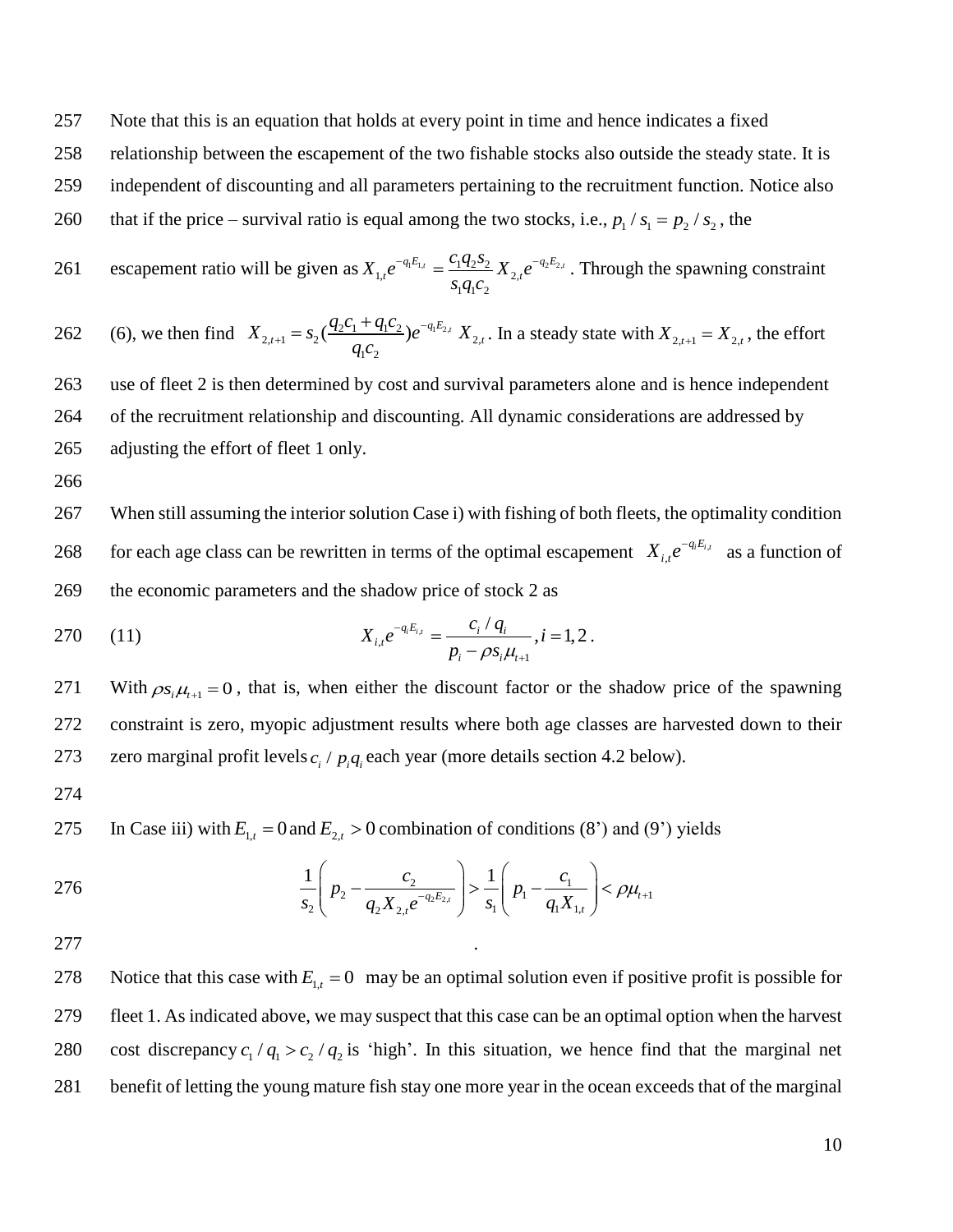Note that this is an equation that holds at every point in time and hence indicates a fixed relationship between the escapement of the two fishable stocks also outside the steady state. It is independent of discounting and all parameters pertaining to the recruitment function. Notice also that if the price – survival ratio is equal among the two stocks, i.e., $p_1 / s_1 = p_2 / s_2$, the escapement ratio will be given as $X_{1,t}e^{-q_1E_{1,t}} = \dfrac{c_1 q_2 s_2}{s_1 q_1 c_2} X_{2,t}e^{-q_2E_{2,t}}$. Through the spawning constraint (6), we then find $X_{2,t+1} = s_2(\dfrac{q_2c_1 + q_1c_2}{q_1c_2})e^{-q_1E_{2,t}} X_{2,t}$. In a steady state with $X_{2,t+1} = X_{2,t}$, the effort use of fleet 2 is then determined by cost and survival parameters alone and is hence independent of the recruitment relationship and discounting. All dynamic considerations are addressed by adjusting the effort of fleet 1 only.

When still assuming the interior solution Case i) with fishing of both fleets, the optimality condition for each age class can be rewritten in terms of the optimal escapement $X_{i,t}e^{-q_iE_{i,t}}$ as a function of the economic parameters and the shadow price of stock 2 as

$$X_{i,t}e^{-q_iE_{i,t}} = \frac{c_i / q_i}{p_i - \rho s_i \mu_{t+1}}, i = 1,2. \quad (11)$$

With $\rho s_i \mu_{t+1} = 0$, that is, when either the discount factor or the shadow price of the spawning constraint is zero, myopic adjustment results where both age classes are harvested down to their zero marginal profit levels $c_i / p_i q_i$ each year (more details section 4.2 below).

In Case iii) with $E_{1,t} = 0$ and $E_{2,t} > 0$ combination of conditions (8') and (9') yields

$$\frac{1}{s_2}\left(p_2 - \frac{c_2}{q_2 X_{2,t}e^{-q_2E_{2,t}}}\right) > \frac{1}{s_1}\left(p_1 - \frac{c_1}{q_1 X_{1,t}}\right) < \rho\mu_{t+1}$$

.

Notice that this case with $E_{1,t} = 0$ may be an optimal solution even if positive profit is possible for fleet 1. As indicated above, we may suspect that this case can be an optimal option when the harvest cost discrepancy $c_1 / q_1 > c_2 / q_2$ is 'high'. In this situation, we hence find that the marginal net benefit of letting the young mature fish stay one more year in the ocean exceeds that of the marginal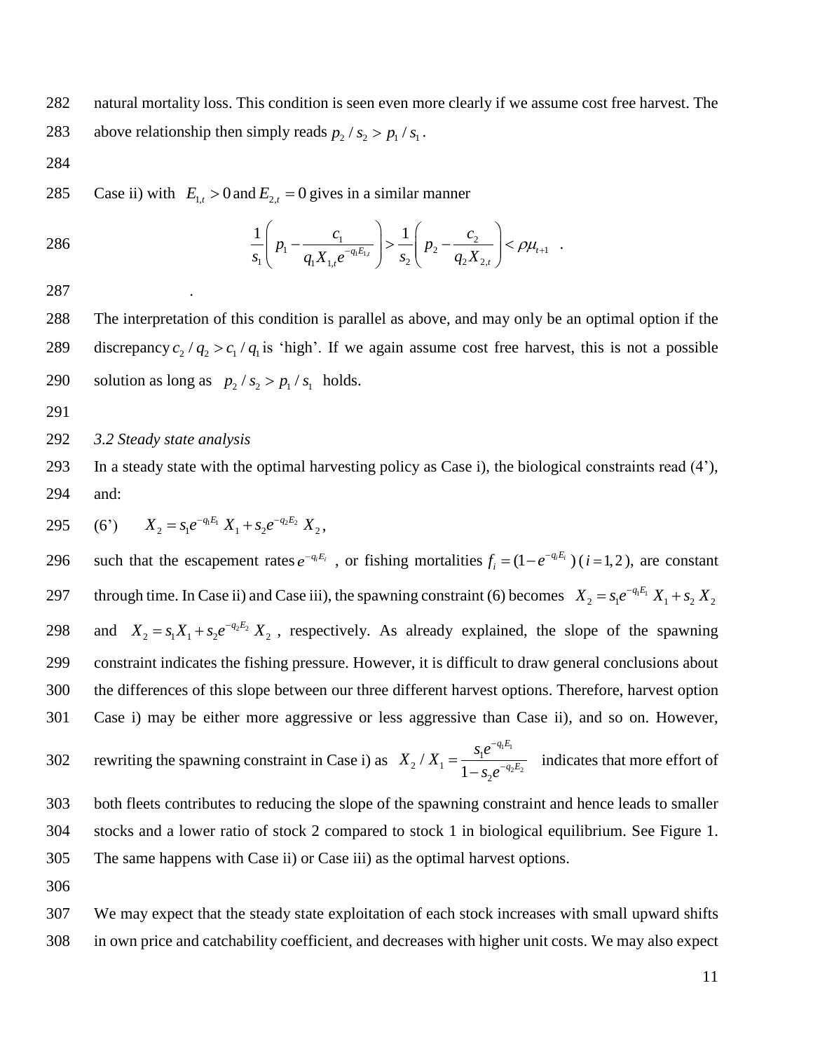natural mortality loss. This condition is seen even more clearly if we assume cost free harvest. The above relationship then simply reads $p_2 / s_2 > p_1 / s_1$.

Case ii) with $E_{1,t} > 0$ and $E_{2,t} = 0$ gives in a similar manner

$$\frac{1}{s_1}\left( p_1 - \frac{c_1}{q_1 X_{1,t} e^{-q_1 E_{1,t}}} \right) > \frac{1}{s_2}\left( p_2 - \frac{c_2}{q_2 X_{2,t}} \right) < \rho \mu_{t+1} \quad .$$

.

The interpretation of this condition is parallel as above, and may only be an optimal option if the discrepancy $c_2 / q_2 > c_1 / q_1$ is 'high'. If we again assume cost free harvest, this is not a possible solution as long as $p_2 / s_2 > p_1 / s_1$ holds.

*3.2 Steady state analysis*

In a steady state with the optimal harvesting policy as Case i), the biological constraints read (4'), and:

(6') $\quad X_2 = s_1 e^{-q_1 E_1} X_1 + s_2 e^{-q_2 E_2} X_2$,

such that the escapement rates $e^{-q_i E_i}$ , or fishing mortalities $f_i = (1 - e^{-q_i E_i})$ $(i = 1, 2)$, are constant through time. In Case ii) and Case iii), the spawning constraint (6) becomes $X_2 = s_1 e^{-q_1 E_1} X_1 + s_2 X_2$ and $X_2 = s_1 X_1 + s_2 e^{-q_2 E_2} X_2$ , respectively. As already explained, the slope of the spawning constraint indicates the fishing pressure. However, it is difficult to draw general conclusions about the differences of this slope between our three different harvest options. Therefore, harvest option Case i) may be either more aggressive or less aggressive than Case ii), and so on. However, rewriting the spawning constraint in Case i) as $X_2 / X_1 = \dfrac{s_1 e^{-q_1 E_1}}{1 - s_2 e^{-q_2 E_2}}$ indicates that more effort of both fleets contributes to reducing the slope of the spawning constraint and hence leads to smaller stocks and a lower ratio of stock 2 compared to stock 1 in biological equilibrium. See Figure 1. The same happens with Case ii) or Case iii) as the optimal harvest options.

We may expect that the steady state exploitation of each stock increases with small upward shifts in own price and catchability coefficient, and decreases with higher unit costs. We may also expect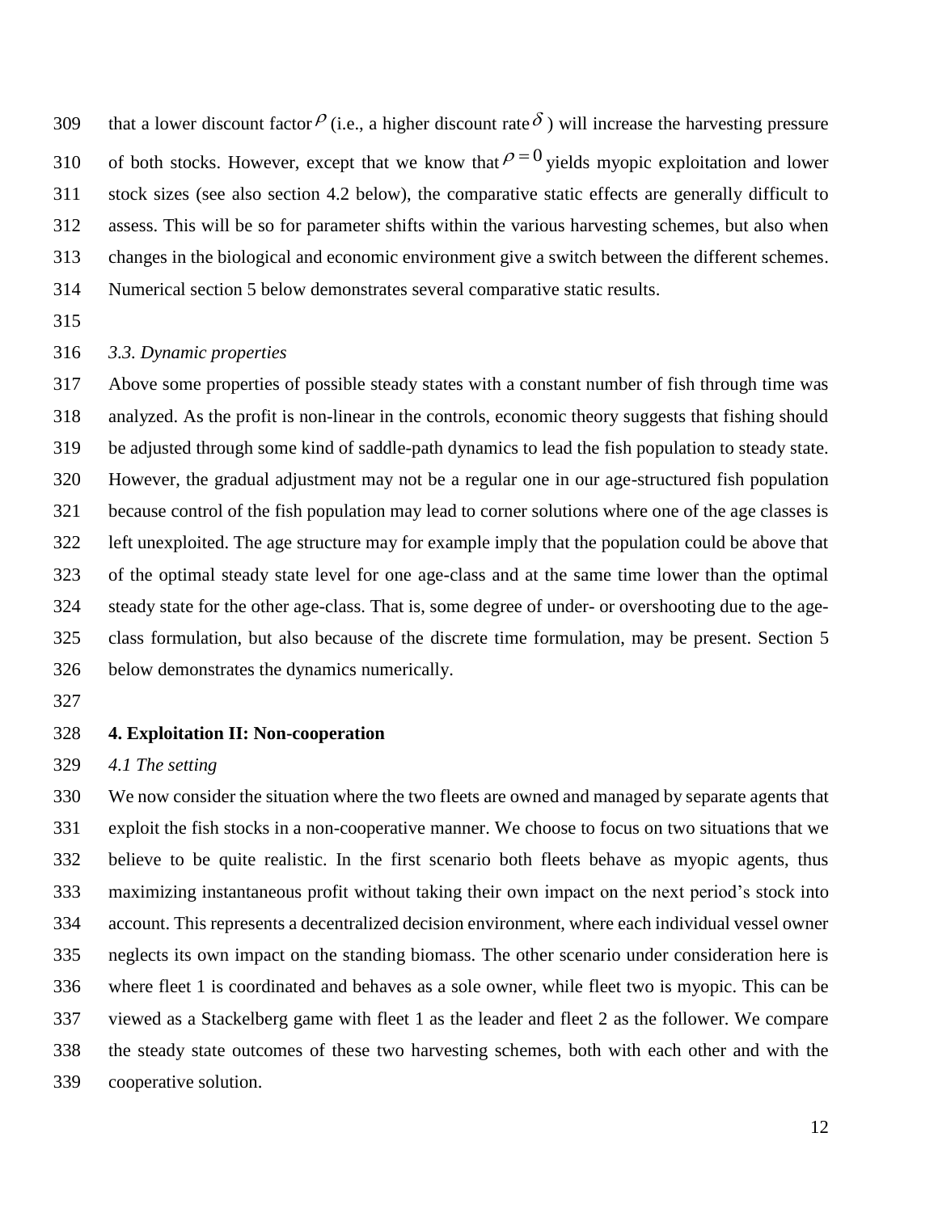that a lower discount factor $\rho$ (i.e., a higher discount rate $\delta$ ) will increase the harvesting pressure of both stocks. However, except that we know that $\rho = 0$ yields myopic exploitation and lower stock sizes (see also section 4.2 below), the comparative static effects are generally difficult to assess. This will be so for parameter shifts within the various harvesting schemes, but also when changes in the biological and economic environment give a switch between the different schemes. Numerical section 5 below demonstrates several comparative static results.

*3.3. Dynamic properties*

Above some properties of possible steady states with a constant number of fish through time was analyzed. As the profit is non-linear in the controls, economic theory suggests that fishing should be adjusted through some kind of saddle-path dynamics to lead the fish population to steady state. However, the gradual adjustment may not be a regular one in our age-structured fish population because control of the fish population may lead to corner solutions where one of the age classes is left unexploited. The age structure may for example imply that the population could be above that of the optimal steady state level for one age-class and at the same time lower than the optimal steady state for the other age-class. That is, some degree of under- or overshooting due to the age-class formulation, but also because of the discrete time formulation, may be present. Section 5 below demonstrates the dynamics numerically.

## 4. Exploitation II: Non-cooperation

*4.1 The setting*

We now consider the situation where the two fleets are owned and managed by separate agents that exploit the fish stocks in a non-cooperative manner. We choose to focus on two situations that we believe to be quite realistic. In the first scenario both fleets behave as myopic agents, thus maximizing instantaneous profit without taking their own impact on the next period's stock into account. This represents a decentralized decision environment, where each individual vessel owner neglects its own impact on the standing biomass. The other scenario under consideration here is where fleet 1 is coordinated and behaves as a sole owner, while fleet two is myopic. This can be viewed as a Stackelberg game with fleet 1 as the leader and fleet 2 as the follower. We compare the steady state outcomes of these two harvesting schemes, both with each other and with the cooperative solution.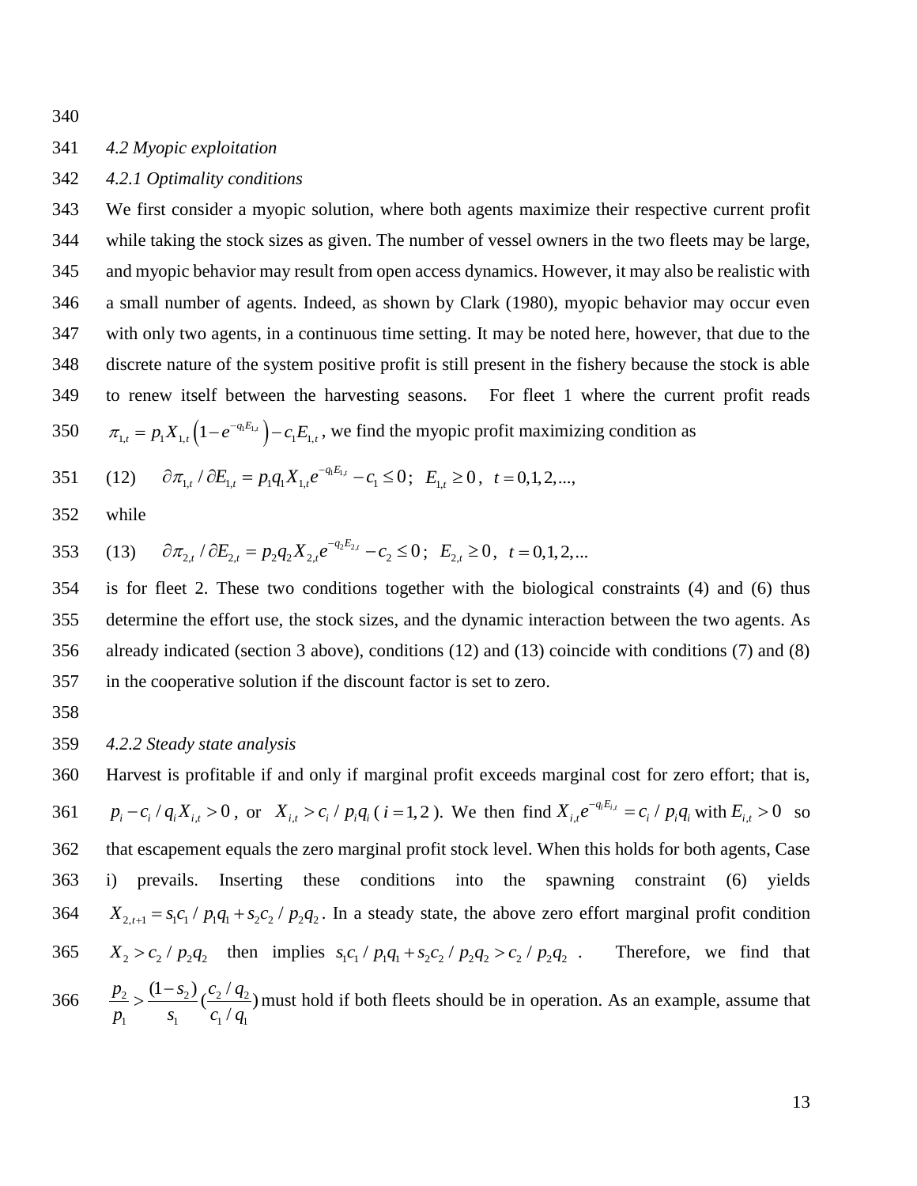### 4.2 Myopic exploitation

#### 4.2.1 Optimality conditions

We first consider a myopic solution, where both agents maximize their respective current profit while taking the stock sizes as given. The number of vessel owners in the two fleets may be large, and myopic behavior may result from open access dynamics. However, it may also be realistic with a small number of agents. Indeed, as shown by Clark (1980), myopic behavior may occur even with only two agents, in a continuous time setting. It may be noted here, however, that due to the discrete nature of the system positive profit is still present in the fishery because the stock is able to renew itself between the harvesting seasons. For fleet 1 where the current profit reads $\pi_{1,t} = p_1 X_{1,t}\left(1 - e^{-q_1 E_{1,t}}\right) - c_1 E_{1,t}$, we find the myopic profit maximizing condition as

(12) $\quad \partial \pi_{1,t} / \partial E_{1,t} = p_1 q_1 X_{1,t} e^{-q_1 E_{1,t}} - c_1 \leq 0$; $\; E_{1,t} \geq 0$, $\; t = 0,1,2,...,$

while

(13) $\quad \partial \pi_{2,t} / \partial E_{2,t} = p_2 q_2 X_{2,t} e^{-q_2 E_{2,t}} - c_2 \leq 0$; $\; E_{2,t} \geq 0$, $\; t = 0,1,2,...$

is for fleet 2. These two conditions together with the biological constraints (4) and (6) thus determine the effort use, the stock sizes, and the dynamic interaction between the two agents. As already indicated (section 3 above), conditions (12) and (13) coincide with conditions (7) and (8) in the cooperative solution if the discount factor is set to zero.

#### 4.2.2 Steady state analysis

Harvest is profitable if and only if marginal profit exceeds marginal cost for zero effort; that is, $p_i - c_i / q_i X_{i,t} > 0$, or $X_{i,t} > c_i / p_i q_i$ ($i = 1,2$). We then find $X_{i,t} e^{-q_i E_{i,t}} = c_i / p_i q_i$ with $E_{i,t} > 0$ so that escapement equals the zero marginal profit stock level. When this holds for both agents, Case i) prevails. Inserting these conditions into the spawning constraint (6) yields $X_{2,t+1} = s_1 c_1 / p_1 q_1 + s_2 c_2 / p_2 q_2$. In a steady state, the above zero effort marginal profit condition $X_2 > c_2 / p_2 q_2$ then implies $s_1 c_1 / p_1 q_1 + s_2 c_2 / p_2 q_2 > c_2 / p_2 q_2$. Therefore, we find that $\dfrac{p_2}{p_1} > \dfrac{(1 - s_2)}{s_1} \left(\dfrac{c_2 / q_2}{c_1 / q_1}\right)$ must hold if both fleets should be in operation. As an example, assume that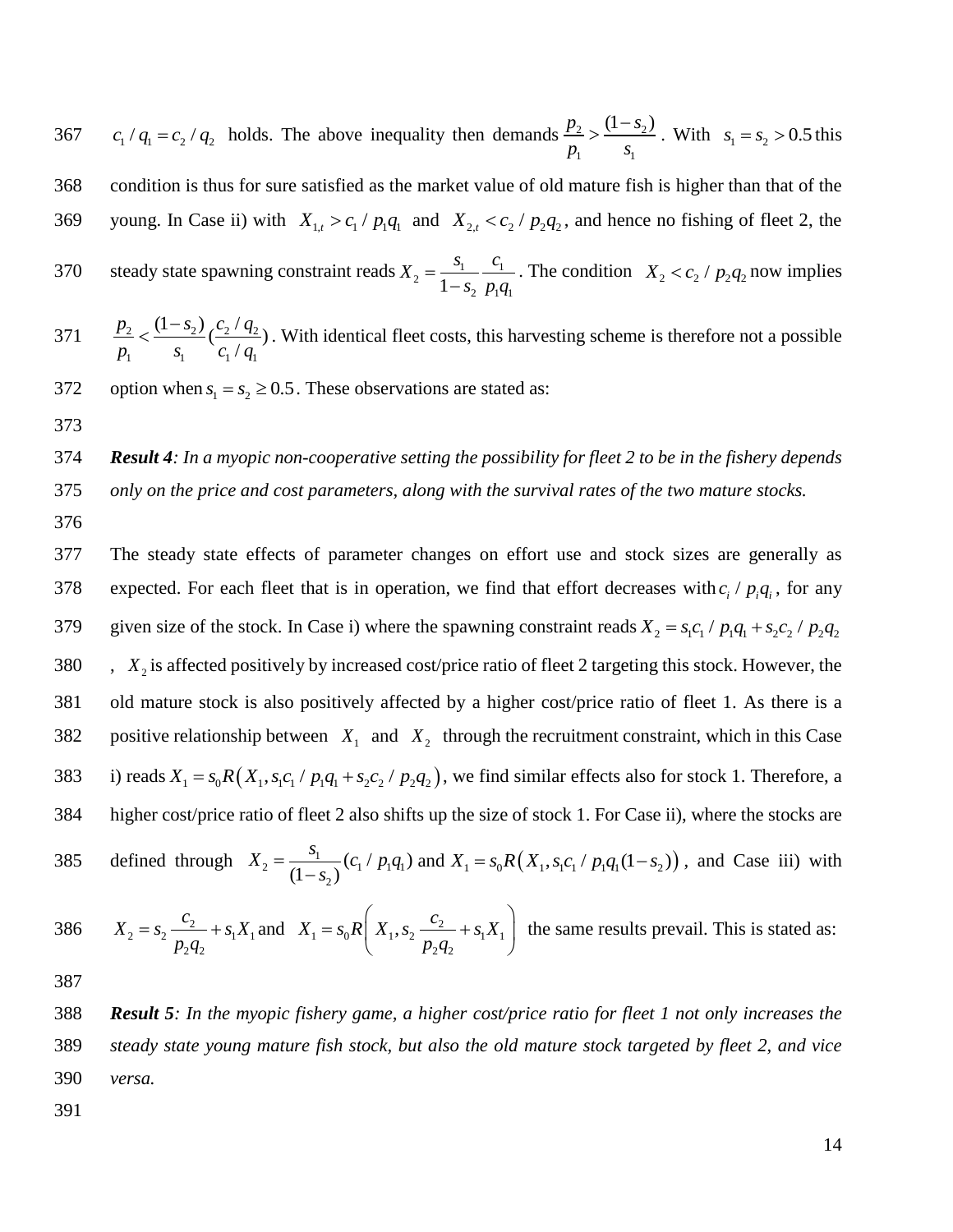$c_1 / q_1 = c_2 / q_2$ holds. The above inequality then demands $\frac{p_2}{p_1} > \frac{(1-s_2)}{s_1}$. With $s_1 = s_2 > 0.5$ this condition is thus for sure satisfied as the market value of old mature fish is higher than that of the young. In Case ii) with $X_{1,t} > c_1 / p_1 q_1$ and $X_{2,t} < c_2 / p_2 q_2$, and hence no fishing of fleet 2, the steady state spawning constraint reads $X_2 = \frac{s_1}{1-s_2} \frac{c_1}{p_1 q_1}$. The condition $X_2 < c_2 / p_2 q_2$ now implies $\frac{p_2}{p_1} < \frac{(1-s_2)}{s_1} (\frac{c_2 / q_2}{c_1 / q_1})$. With identical fleet costs, this harvesting scheme is therefore not a possible option when $s_1 = s_2 \geq 0.5$. These observations are stated as:

***Result 4**: In a myopic non-cooperative setting the possibility for fleet 2 to be in the fishery depends only on the price and cost parameters, along with the survival rates of the two mature stocks.*

The steady state effects of parameter changes on effort use and stock sizes are generally as expected. For each fleet that is in operation, we find that effort decreases with $c_i / p_i q_i$, for any given size of the stock. In Case i) where the spawning constraint reads $X_2 = s_1 c_1 / p_1 q_1 + s_2 c_2 / p_2 q_2$, $X_2$ is affected positively by increased cost/price ratio of fleet 2 targeting this stock. However, the old mature stock is also positively affected by a higher cost/price ratio of fleet 1. As there is a positive relationship between $X_1$ and $X_2$ through the recruitment constraint, which in this Case i) reads $X_1 = s_0 R\left(X_1, s_1 c_1 / p_1 q_1 + s_2 c_2 / p_2 q_2\right)$, we find similar effects also for stock 1. Therefore, a higher cost/price ratio of fleet 2 also shifts up the size of stock 1. For Case ii), where the stocks are defined through $X_2 = \frac{s_1}{(1-s_2)}(c_1 / p_1 q_1)$ and $X_1 = s_0 R\left(X_1, s_1 c_1 / p_1 q_1 (1-s_2)\right)$, and Case iii) with $X_2 = s_2 \frac{c_2}{p_2 q_2} + s_1 X_1$ and $X_1 = s_0 R\left(X_1, s_2 \frac{c_2}{p_2 q_2} + s_1 X_1\right)$ the same results prevail. This is stated as:

***Result 5**: In the myopic fishery game, a higher cost/price ratio for fleet 1 not only increases the steady state young mature fish stock, but also the old mature stock targeted by fleet 2, and vice versa.*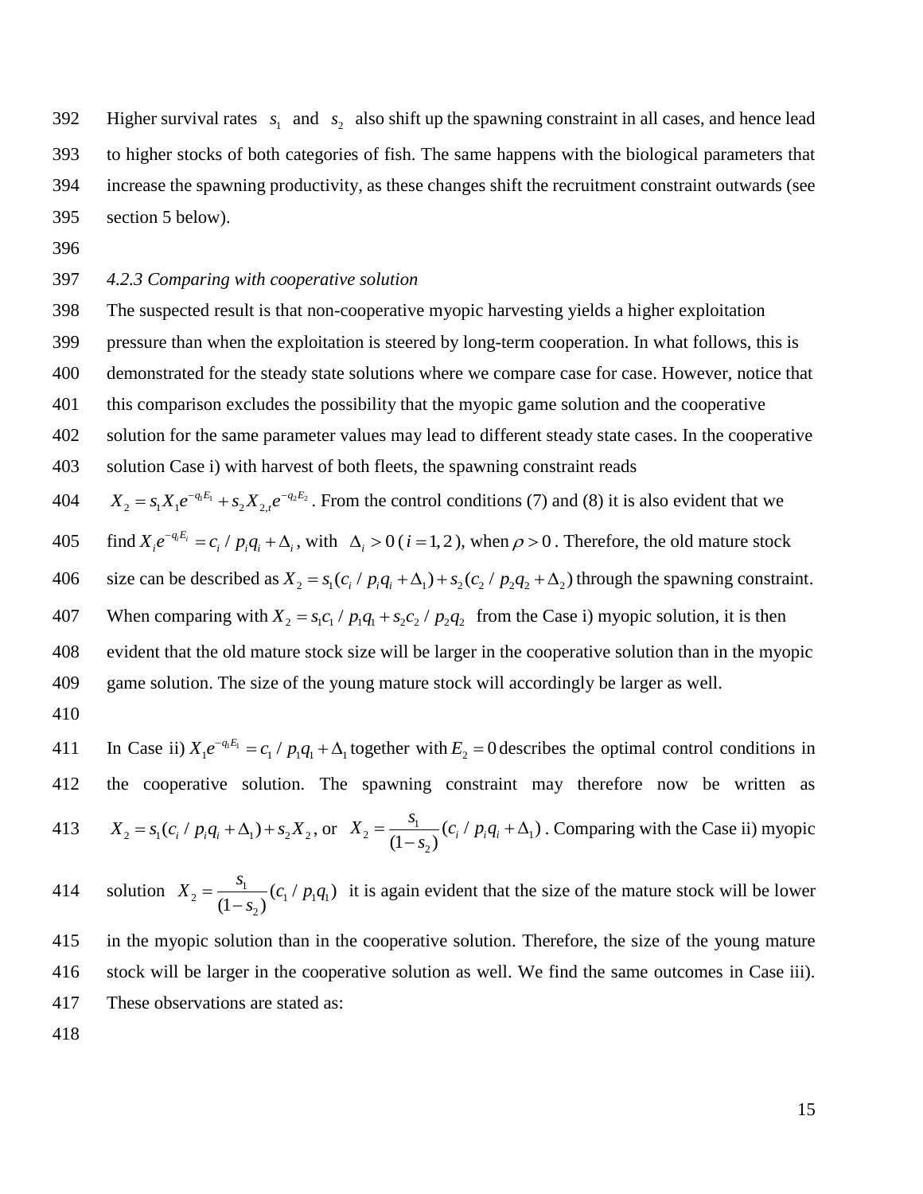Higher survival rates $s_1$ and $s_2$ also shift up the spawning constraint in all cases, and hence lead to higher stocks of both categories of fish. The same happens with the biological parameters that increase the spawning productivity, as these changes shift the recruitment constraint outwards (see section 5 below).

### *4.2.3 Comparing with cooperative solution*

The suspected result is that non-cooperative myopic harvesting yields a higher exploitation pressure than when the exploitation is steered by long-term cooperation. In what follows, this is demonstrated for the steady state solutions where we compare case for case. However, notice that this comparison excludes the possibility that the myopic game solution and the cooperative solution for the same parameter values may lead to different steady state cases. In the cooperative solution Case i) with harvest of both fleets, the spawning constraint reads $X_2 = s_1 X_1 e^{-q_1 E_1} + s_2 X_{2,t} e^{-q_2 E_2}$. From the control conditions (7) and (8) it is also evident that we find $X_i e^{-q_i E_i} = c_i / p_i q_i + \Delta_i$, with $\Delta_i > 0$ ($i = 1, 2$), when $\rho > 0$. Therefore, the old mature stock size can be described as $X_2 = s_1(c_i / p_i q_i + \Delta_1) + s_2(c_2 / p_2 q_2 + \Delta_2)$ through the spawning constraint. When comparing with $X_2 = s_1 c_1 / p_1 q_1 + s_2 c_2 / p_2 q_2$ from the Case i) myopic solution, it is then evident that the old mature stock size will be larger in the cooperative solution than in the myopic game solution. The size of the young mature stock will accordingly be larger as well.

In Case ii) $X_1 e^{-q_1 E_1} = c_1 / p_1 q_1 + \Delta_1$ together with $E_2 = 0$ describes the optimal control conditions in the cooperative solution. The spawning constraint may therefore now be written as $X_2 = s_1(c_i / p_i q_i + \Delta_1) + s_2 X_2$, or $X_2 = \dfrac{s_1}{(1-s_2)}(c_i / p_i q_i + \Delta_1)$. Comparing with the Case ii) myopic solution $X_2 = \dfrac{s_1}{(1-s_2)}(c_1 / p_1 q_1)$ it is again evident that the size of the mature stock will be lower in the myopic solution than in the cooperative solution. Therefore, the size of the young mature stock will be larger in the cooperative solution as well. We find the same outcomes in Case iii). These observations are stated as: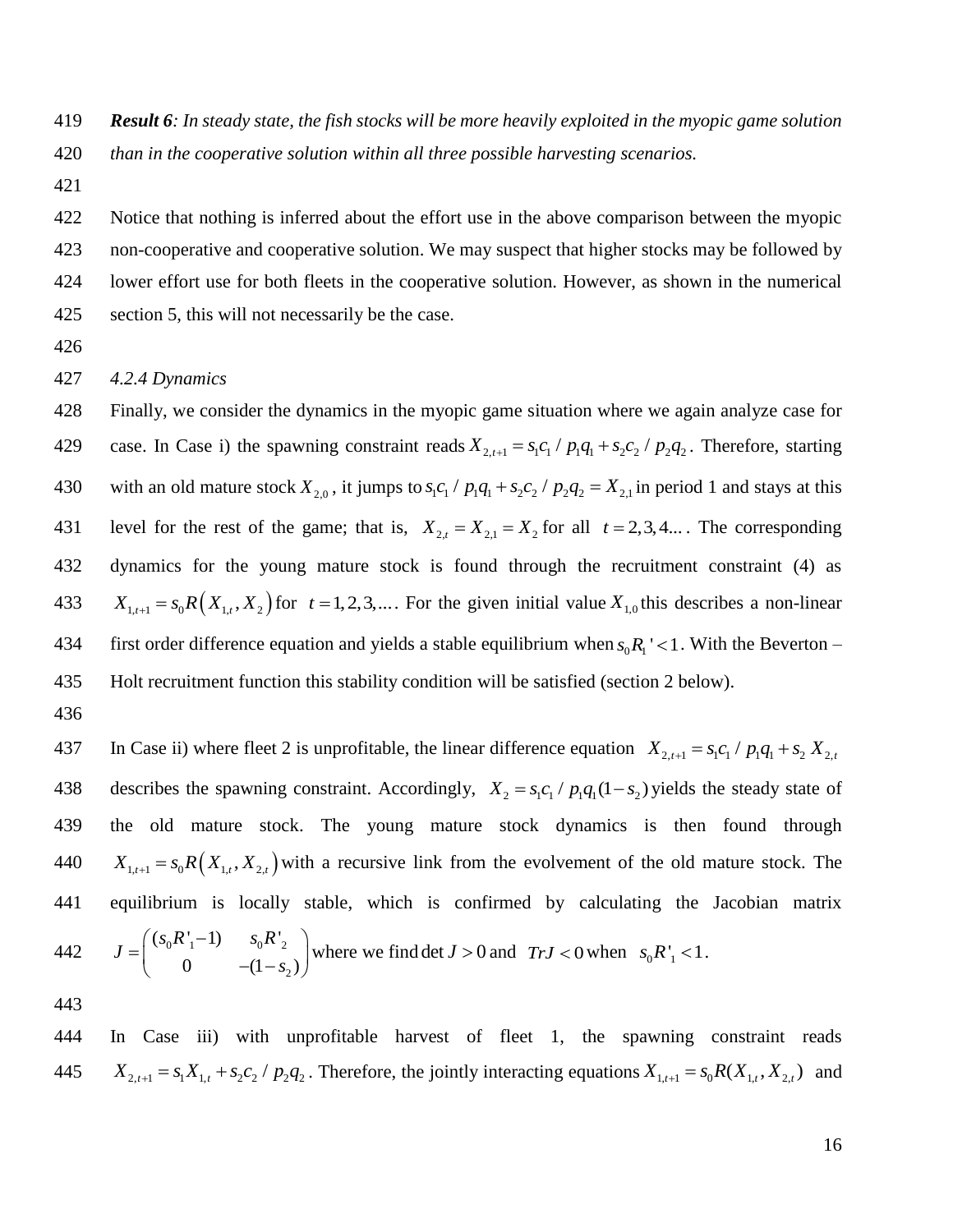***Result 6**: In steady state, the fish stocks will be more heavily exploited in the myopic game solution than in the cooperative solution within all three possible harvesting scenarios.*

Notice that nothing is inferred about the effort use in the above comparison between the myopic non-cooperative and cooperative solution. We may suspect that higher stocks may be followed by lower effort use for both fleets in the cooperative solution. However, as shown in the numerical section 5, this will not necessarily be the case.

### *4.2.4 Dynamics*

Finally, we consider the dynamics in the myopic game situation where we again analyze case for case. In Case i) the spawning constraint reads $X_{2,t+1} = s_1 c_1 / p_1 q_1 + s_2 c_2 / p_2 q_2$. Therefore, starting with an old mature stock $X_{2,0}$, it jumps to $s_1 c_1 / p_1 q_1 + s_2 c_2 / p_2 q_2 = X_{2,1}$ in period 1 and stays at this level for the rest of the game; that is, $X_{2,t} = X_{2,1} = X_2$ for all $t = 2, 3, 4, ...$. The corresponding dynamics for the young mature stock is found through the recruitment constraint (4) as $X_{1,t+1} = s_0 R\left(X_{1,t}, X_2\right)$ for $t = 1, 2, 3, ....$ For the given initial value $X_{1,0}$ this describes a non-linear first order difference equation and yields a stable equilibrium when $s_0 R_1' < 1$. With the Beverton – Holt recruitment function this stability condition will be satisfied (section 2 below).

In Case ii) where fleet 2 is unprofitable, the linear difference equation $X_{2,t+1} = s_1 c_1 / p_1 q_1 + s_2 X_{2,t}$ describes the spawning constraint. Accordingly, $X_2 = s_1 c_1 / p_1 q_1 (1 - s_2)$ yields the steady state of the old mature stock. The young mature stock dynamics is then found through $X_{1,t+1} = s_0 R\left(X_{1,t}, X_{2,t}\right)$ with a recursive link from the evolvement of the old mature stock. The equilibrium is locally stable, which is confirmed by calculating the Jacobian matrix $J = \begin{pmatrix} (s_0 R'_1 - 1) & s_0 R'_2 \\ 0 & -(1 - s_2) \end{pmatrix}$ where we find $\det J > 0$ and $TrJ < 0$ when $s_0 R'_1 < 1$.

In Case iii) with unprofitable harvest of fleet 1, the spawning constraint reads $X_{2,t+1} = s_1 X_{1,t} + s_2 c_2 / p_2 q_2$. Therefore, the jointly interacting equations $X_{1,t+1} = s_0 R(X_{1,t}, X_{2,t})$ and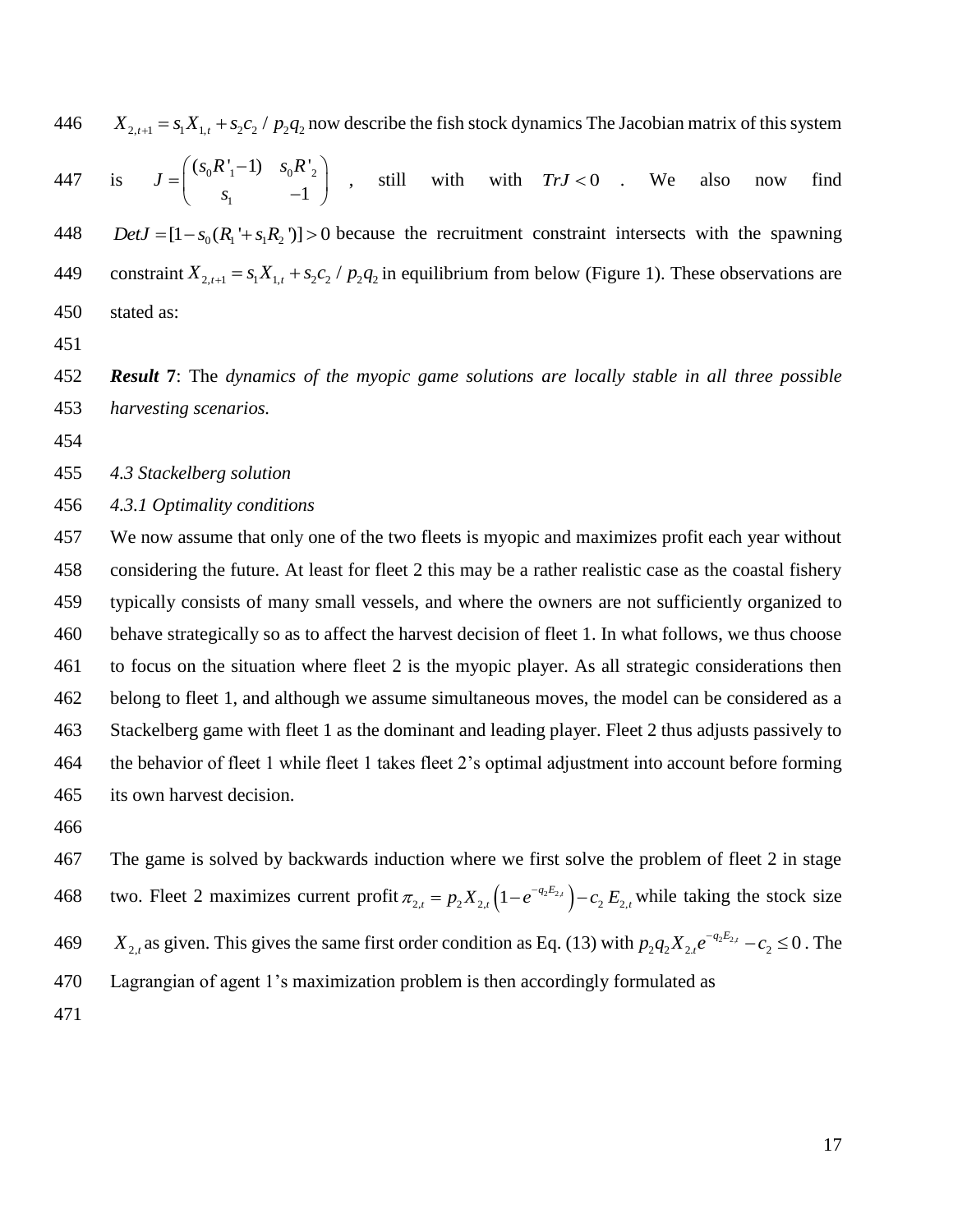$X_{2,t+1} = s_1 X_{1,t} + s_2 c_2 / p_2 q_2$ now describe the fish stock dynamics The Jacobian matrix of this system is $J = \begin{pmatrix} (s_0 R'_1 - 1) & s_0 R'_2 \\ s_1 & -1 \end{pmatrix}$, still with with $TrJ < 0$. We also now find $DetJ = [1 - s_0(R_1' + s_1 R_2')] > 0$ because the recruitment constraint intersects with the spawning constraint $X_{2,t+1} = s_1 X_{1,t} + s_2 c_2 / p_2 q_2$ in equilibrium from below (Figure 1). These observations are stated as:

***Result* 7**: The *dynamics of the myopic game solutions are locally stable in all three possible harvesting scenarios.*

*4.3 Stackelberg solution*

*4.3.1 Optimality conditions*

We now assume that only one of the two fleets is myopic and maximizes profit each year without considering the future. At least for fleet 2 this may be a rather realistic case as the coastal fishery typically consists of many small vessels, and where the owners are not sufficiently organized to behave strategically so as to affect the harvest decision of fleet 1. In what follows, we thus choose to focus on the situation where fleet 2 is the myopic player. As all strategic considerations then belong to fleet 1, and although we assume simultaneous moves, the model can be considered as a Stackelberg game with fleet 1 as the dominant and leading player. Fleet 2 thus adjusts passively to the behavior of fleet 1 while fleet 1 takes fleet 2's optimal adjustment into account before forming its own harvest decision.

The game is solved by backwards induction where we first solve the problem of fleet 2 in stage two. Fleet 2 maximizes current profit $\pi_{2,t} = p_2 X_{2,t}\left(1 - e^{-q_2 E_{2,t}}\right) - c_2 E_{2,t}$ while taking the stock size $X_{2,t}$ as given. This gives the same first order condition as Eq. (13) with $p_2 q_2 X_{2,t} e^{-q_2 E_{2,t}} - c_2 \leq 0$. The Lagrangian of agent 1's maximization problem is then accordingly formulated as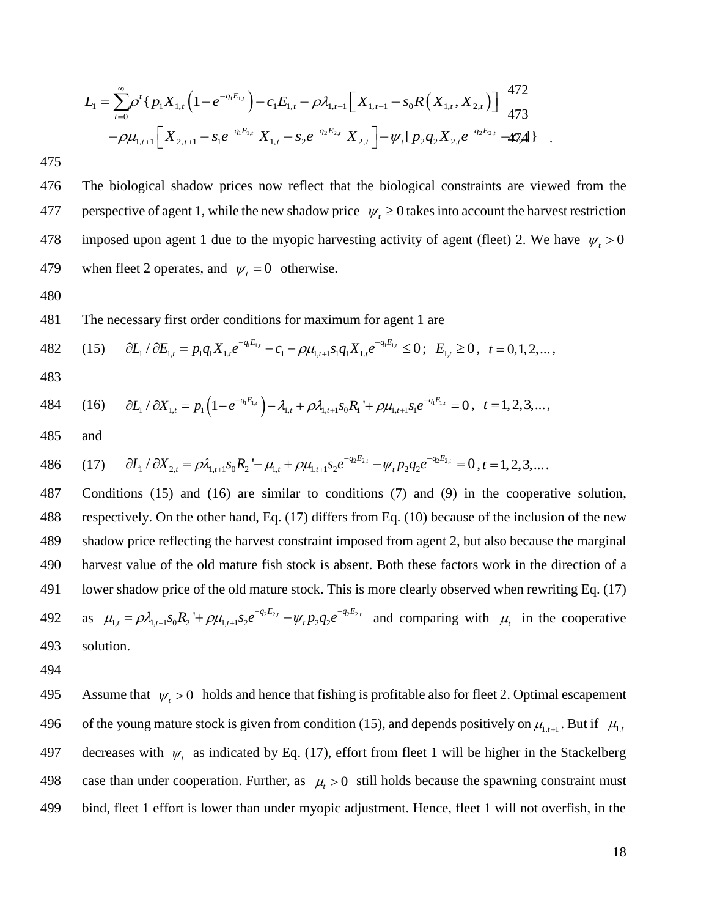$$L_1 = \sum_{t=0}^{\infty} \rho^t \{ p_1 X_{1,t}\left(1 - e^{-q_1 E_{1,t}}\right) - c_1 E_{1,t} - \rho \lambda_{1,t+1}\left[ X_{1,t+1} - s_0 R\left(X_{1,t}, X_{2,t}\right)\right]$$

$$- \rho \mu_{1,t+1}\left[ X_{2,t+1} - s_1 e^{-q_1 E_{1,t}} X_{1,t} - s_2 e^{-q_2 E_{2,t}} X_{2,t}\right] - \psi_t [ p_2 q_2 X_{2,t} e^{-q_2 E_{2,t}} - c_2 ]\} \quad .$$

The biological shadow prices now reflect that the biological constraints are viewed from the perspective of agent 1, while the new shadow price $\psi_t \geq 0$ takes into account the harvest restriction imposed upon agent 1 due to the myopic harvesting activity of agent (fleet) 2. We have $\psi_t > 0$ when fleet 2 operates, and $\psi_t = 0$ otherwise.

The necessary first order conditions for maximum for agent 1 are

(15) $\quad \partial L_1 / \partial E_{1,t} = p_1 q_1 X_{1,t} e^{-q_1 E_{1,t}} - c_1 - \rho \mu_{1,t+1} s_1 q_1 X_{1,t} e^{-q_1 E_{1,t}} \leq 0$; $\; E_{1,t} \geq 0$, $\; t = 0,1,2,\ldots$,

(16) $\quad \partial L_1 / \partial X_{1,t} = p_1 \left(1 - e^{-q_1 E_{1,t}}\right) - \lambda_{1,t} + \rho \lambda_{1,t+1} s_0 R_1' + \rho \mu_{1,t+1} s_1 e^{-q_1 E_{1,t}} = 0$, $\; t = 1,2,3,\ldots$,

and

(17) $\quad \partial L_1 / \partial X_{2,t} = \rho \lambda_{1,t+1} s_0 R_2' - \mu_{1,t} + \rho \mu_{1,t+1} s_2 e^{-q_2 E_{2,t}} - \psi_t p_2 q_2 e^{-q_2 E_{2,t}} = 0$, $t = 1,2,3,\ldots$.

Conditions (15) and (16) are similar to conditions (7) and (9) in the cooperative solution, respectively. On the other hand, Eq. (17) differs from Eq. (10) because of the inclusion of the new shadow price reflecting the harvest constraint imposed from agent 2, but also because the marginal harvest value of the old mature fish stock is absent. Both these factors work in the direction of a lower shadow price of the old mature stock. This is more clearly observed when rewriting Eq. (17) as $\mu_{1,t} = \rho \lambda_{1,t+1} s_0 R_2' + \rho \mu_{1,t+1} s_2 e^{-q_2 E_{2,t}} - \psi_t p_2 q_2 e^{-q_2 E_{2,t}}$ and comparing with $\mu_t$ in the cooperative solution.

Assume that $\psi_t > 0$ holds and hence that fishing is profitable also for fleet 2. Optimal escapement of the young mature stock is given from condition (15), and depends positively on $\mu_{1,t+1}$. But if $\mu_{1,t}$ decreases with $\psi_t$ as indicated by Eq. (17), effort from fleet 1 will be higher in the Stackelberg case than under cooperation. Further, as $\mu_t > 0$ still holds because the spawning constraint must bind, fleet 1 effort is lower than under myopic adjustment. Hence, fleet 1 will not overfish, in the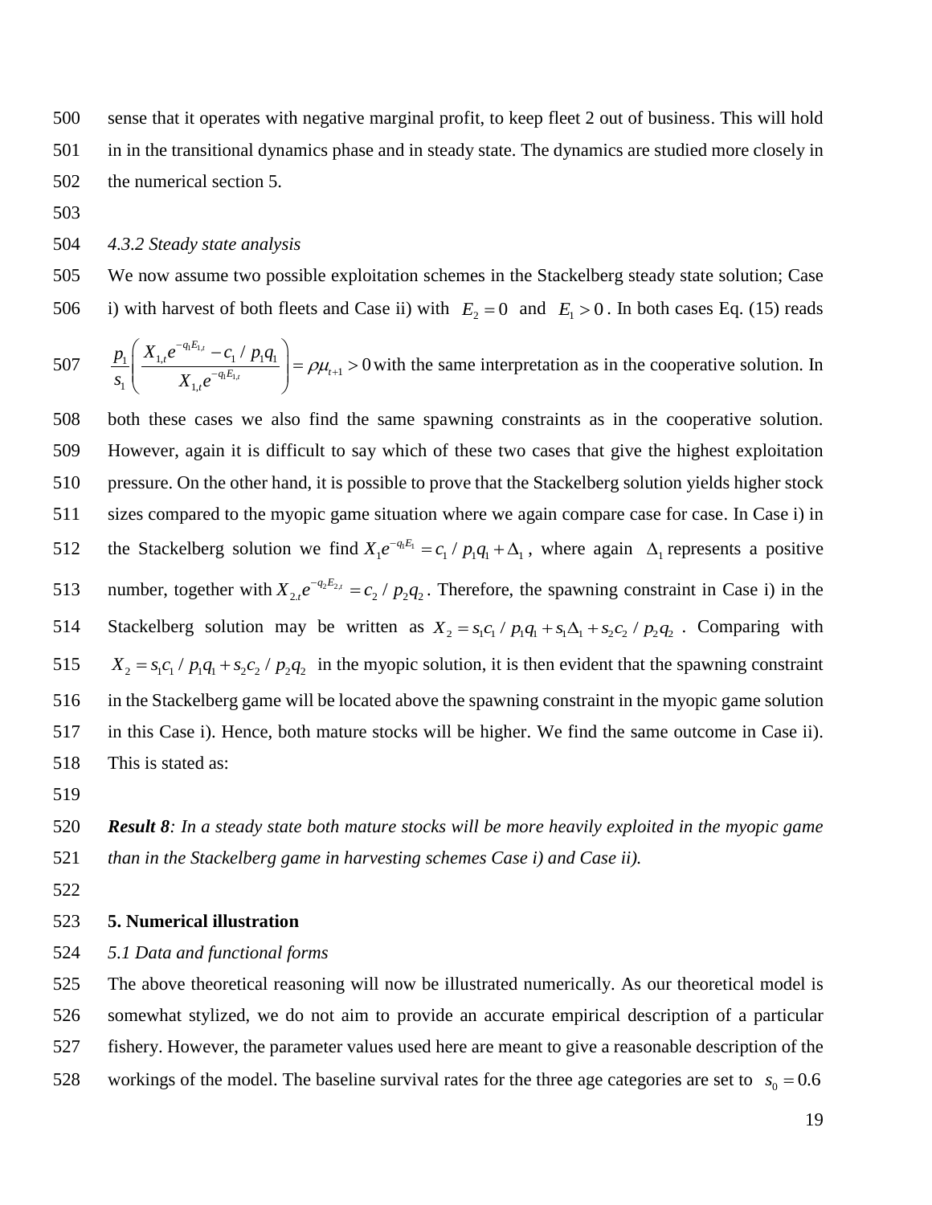sense that it operates with negative marginal profit, to keep fleet 2 out of business. This will hold in in the transitional dynamics phase and in steady state. The dynamics are studied more closely in the numerical section 5.

*4.3.2 Steady state analysis*

We now assume two possible exploitation schemes in the Stackelberg steady state solution; Case i) with harvest of both fleets and Case ii) with $E_2 = 0$ and $E_1 > 0$. In both cases Eq. (15) reads $\frac{p_1}{s_1}\left(\frac{X_{1,t}e^{-q_1E_{1,t}} - c_1 / p_1q_1}{X_{1,t}e^{-q_1E_{1,t}}}\right) = \rho\mu_{t+1} > 0$ with the same interpretation as in the cooperative solution. In both these cases we also find the same spawning constraints as in the cooperative solution. However, again it is difficult to say which of these two cases that give the highest exploitation pressure. On the other hand, it is possible to prove that the Stackelberg solution yields higher stock sizes compared to the myopic game situation where we again compare case for case. In Case i) in the Stackelberg solution we find $X_1e^{-q_1E_1} = c_1 / p_1q_1 + \Delta_1$, where again $\Delta_1$ represents a positive number, together with $X_{2,t}e^{-q_2E_{2,t}} = c_2 / p_2q_2$. Therefore, the spawning constraint in Case i) in the Stackelberg solution may be written as $X_2 = s_1c_1 / p_1q_1 + s_1\Delta_1 + s_2c_2 / p_2q_2$. Comparing with $X_2 = s_1c_1 / p_1q_1 + s_2c_2 / p_2q_2$ in the myopic solution, it is then evident that the spawning constraint in the Stackelberg game will be located above the spawning constraint in the myopic game solution in this Case i). Hence, both mature stocks will be higher. We find the same outcome in Case ii). This is stated as:

***Result 8**: In a steady state both mature stocks will be more heavily exploited in the myopic game than in the Stackelberg game in harvesting schemes Case i) and Case ii).*

## 5. Numerical illustration

*5.1 Data and functional forms*

The above theoretical reasoning will now be illustrated numerically. As our theoretical model is somewhat stylized, we do not aim to provide an accurate empirical description of a particular fishery. However, the parameter values used here are meant to give a reasonable description of the workings of the model. The baseline survival rates for the three age categories are set to $s_0 = 0.6$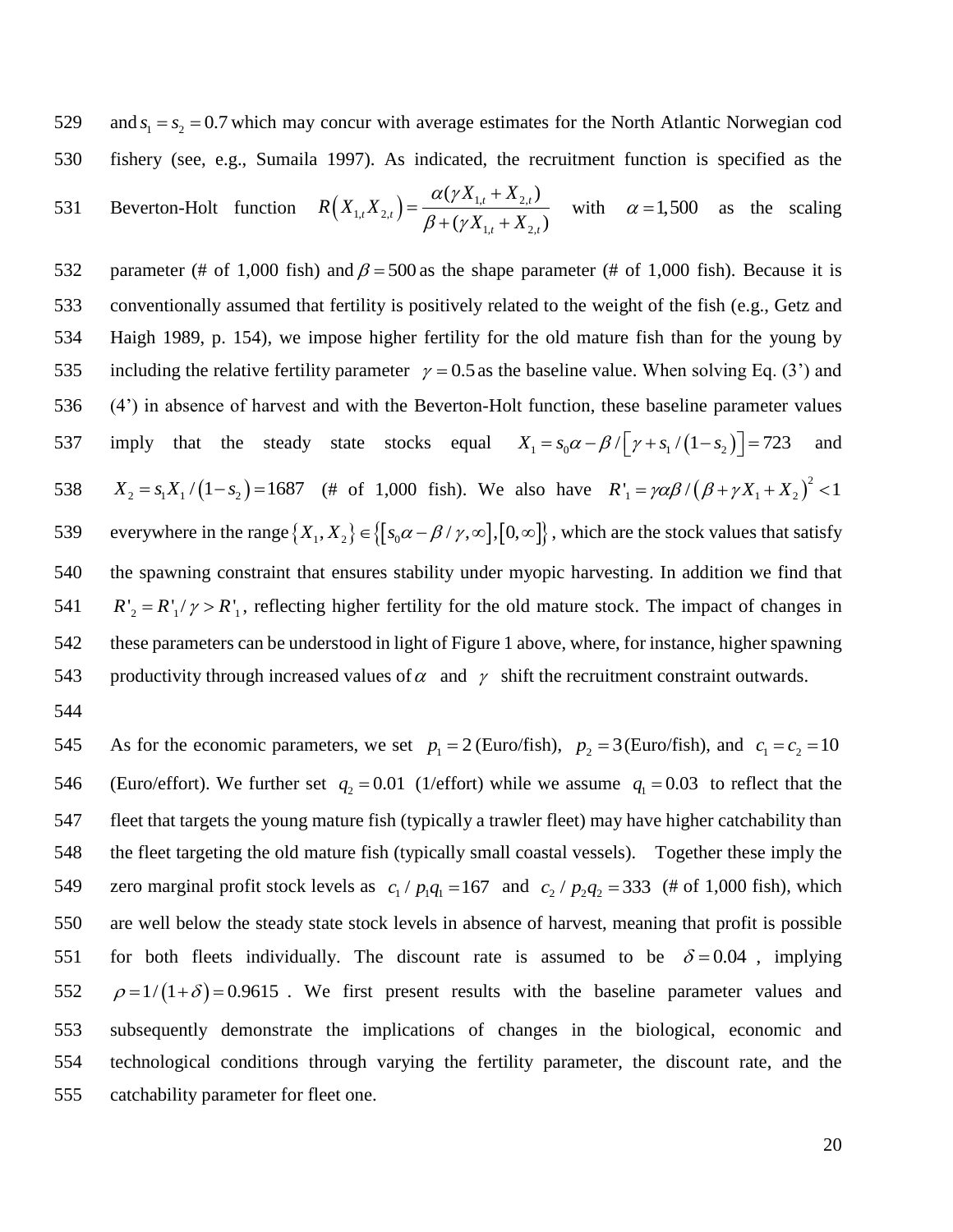and $s_1 = s_2 = 0.7$ which may concur with average estimates for the North Atlantic Norwegian cod fishery (see, e.g., Sumaila 1997). As indicated, the recruitment function is specified as the Beverton-Holt function $R\left(X_{1,t}X_{2,t}\right) = \dfrac{\alpha(\gamma X_{1,t} + X_{2,t})}{\beta + (\gamma X_{1,t} + X_{2,t})}$ with $\alpha = 1{,}500$ as the scaling parameter (# of 1,000 fish) and $\beta = 500$ as the shape parameter (# of 1,000 fish). Because it is conventionally assumed that fertility is positively related to the weight of the fish (e.g., Getz and Haigh 1989, p. 154), we impose higher fertility for the old mature fish than for the young by including the relative fertility parameter $\gamma = 0.5$ as the baseline value. When solving Eq. (3') and (4') in absence of harvest and with the Beverton-Holt function, these baseline parameter values imply that the steady state stocks equal $X_1 = s_0\alpha - \beta / \left[\gamma + s_1/(1-s_2)\right] = 723$ and $X_2 = s_1 X_1 / (1-s_2) = 1687$ (# of 1,000 fish). We also have $R'_1 = \gamma\alpha\beta / \left(\beta + \gamma X_1 + X_2\right)^2 < 1$ everywhere in the range $\{X_1, X_2\} \in \left\{\left[s_0\alpha - \beta/\gamma, \infty\right], \left[0, \infty\right]\right\}$, which are the stock values that satisfy the spawning constraint that ensures stability under myopic harvesting. In addition we find that $R'_2 = R'_1/\gamma > R'_1$, reflecting higher fertility for the old mature stock. The impact of changes in these parameters can be understood in light of Figure 1 above, where, for instance, higher spawning productivity through increased values of $\alpha$ and $\gamma$ shift the recruitment constraint outwards.

As for the economic parameters, we set $p_1 = 2$ (Euro/fish), $p_2 = 3$ (Euro/fish), and $c_1 = c_2 = 10$ (Euro/effort). We further set $q_2 = 0.01$ (1/effort) while we assume $q_1 = 0.03$ to reflect that the fleet that targets the young mature fish (typically a trawler fleet) may have higher catchability than the fleet targeting the old mature fish (typically small coastal vessels). Together these imply the zero marginal profit stock levels as $c_1 / p_1 q_1 = 167$ and $c_2 / p_2 q_2 = 333$ (# of 1,000 fish), which are well below the steady state stock levels in absence of harvest, meaning that profit is possible for both fleets individually. The discount rate is assumed to be $\delta = 0.04$, implying $\rho = 1/(1+\delta) = 0.9615$. We first present results with the baseline parameter values and subsequently demonstrate the implications of changes in the biological, economic and technological conditions through varying the fertility parameter, the discount rate, and the catchability parameter for fleet one.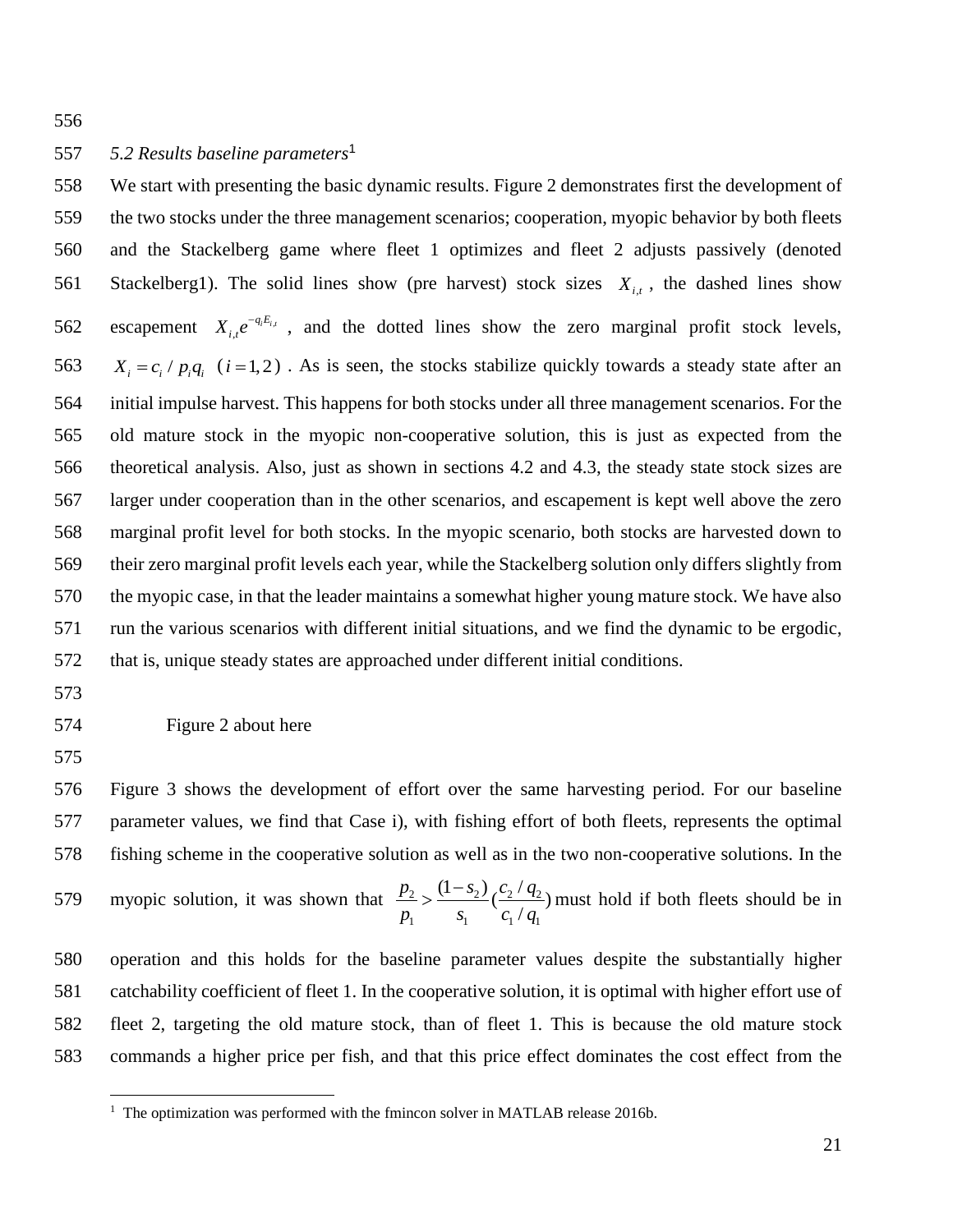### *5.2 Results baseline parameters*[1]

We start with presenting the basic dynamic results. Figure 2 demonstrates first the development of the two stocks under the three management scenarios; cooperation, myopic behavior by both fleets and the Stackelberg game where fleet 1 optimizes and fleet 2 adjusts passively (denoted Stackelberg1). The solid lines show (pre harvest) stock sizes $X_{i,t}$, the dashed lines show escapement $X_{i,t}e^{-q_iE_{i,t}}$, and the dotted lines show the zero marginal profit stock levels, $X_i = c_i / p_i q_i \ (i = 1, 2)$. As is seen, the stocks stabilize quickly towards a steady state after an initial impulse harvest. This happens for both stocks under all three management scenarios. For the old mature stock in the myopic non-cooperative solution, this is just as expected from the theoretical analysis. Also, just as shown in sections 4.2 and 4.3, the steady state stock sizes are larger under cooperation than in the other scenarios, and escapement is kept well above the zero marginal profit level for both stocks. In the myopic scenario, both stocks are harvested down to their zero marginal profit levels each year, while the Stackelberg solution only differs slightly from the myopic case, in that the leader maintains a somewhat higher young mature stock. We have also run the various scenarios with different initial situations, and we find the dynamic to be ergodic, that is, unique steady states are approached under different initial conditions.

Figure 2 about here

Figure 3 shows the development of effort over the same harvesting period. For our baseline parameter values, we find that Case i), with fishing effort of both fleets, represents the optimal fishing scheme in the cooperative solution as well as in the two non-cooperative solutions. In the myopic solution, it was shown that $\frac{p_2}{p_1} > \frac{(1-s_2)}{s_1}\left(\frac{c_2/q_2}{c_1/q_1}\right)$ must hold if both fleets should be in operation and this holds for the baseline parameter values despite the substantially higher catchability coefficient of fleet 1. In the cooperative solution, it is optimal with higher effort use of fleet 2, targeting the old mature stock, than of fleet 1. This is because the old mature stock commands a higher price per fish, and that this price effect dominates the cost effect from the

[1] The optimization was performed with the fmincon solver in MATLAB release 2016b.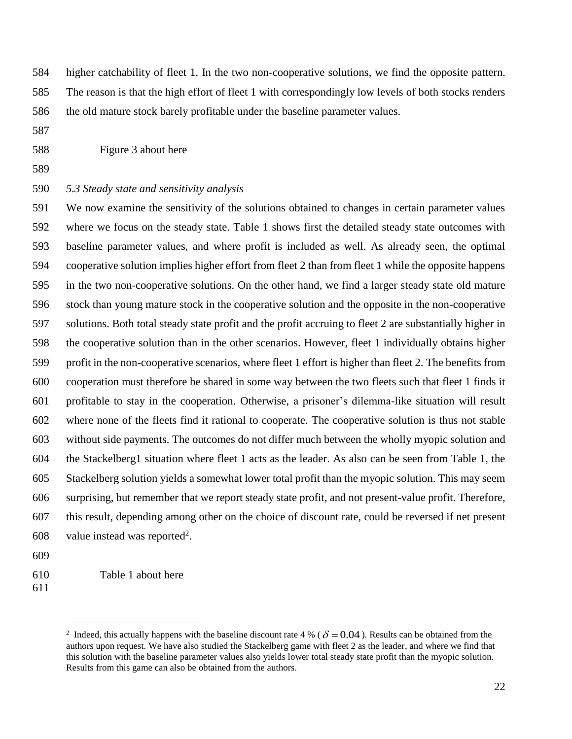higher catchability of fleet 1. In the two non-cooperative solutions, we find the opposite pattern. The reason is that the high effort of fleet 1 with correspondingly low levels of both stocks renders the old mature stock barely profitable under the baseline parameter values.

Figure 3 about here

*5.3 Steady state and sensitivity analysis*

We now examine the sensitivity of the solutions obtained to changes in certain parameter values where we focus on the steady state. Table 1 shows first the detailed steady state outcomes with baseline parameter values, and where profit is included as well. As already seen, the optimal cooperative solution implies higher effort from fleet 2 than from fleet 1 while the opposite happens in the two non-cooperative solutions. On the other hand, we find a larger steady state old mature stock than young mature stock in the cooperative solution and the opposite in the non-cooperative solutions. Both total steady state profit and the profit accruing to fleet 2 are substantially higher in the cooperative solution than in the other scenarios. However, fleet 1 individually obtains higher profit in the non-cooperative scenarios, where fleet 1 effort is higher than fleet 2. The benefits from cooperation must therefore be shared in some way between the two fleets such that fleet 1 finds it profitable to stay in the cooperation. Otherwise, a prisoner's dilemma-like situation will result where none of the fleets find it rational to cooperate. The cooperative solution is thus not stable without side payments. The outcomes do not differ much between the wholly myopic solution and the Stackelberg1 situation where fleet 1 acts as the leader. As also can be seen from Table 1, the Stackelberg solution yields a somewhat lower total profit than the myopic solution. This may seem surprising, but remember that we report steady state profit, and not present-value profit. Therefore, this result, depending among other on the choice of discount rate, could be reversed if net present value instead was reported[2].

Table 1 about here

[2] Indeed, this actually happens with the baseline discount rate 4 % ( $\delta = 0.04$ ). Results can be obtained from the authors upon request. We have also studied the Stackelberg game with fleet 2 as the leader, and where we find that this solution with the baseline parameter values also yields lower total steady state profit than the myopic solution. Results from this game can also be obtained from the authors.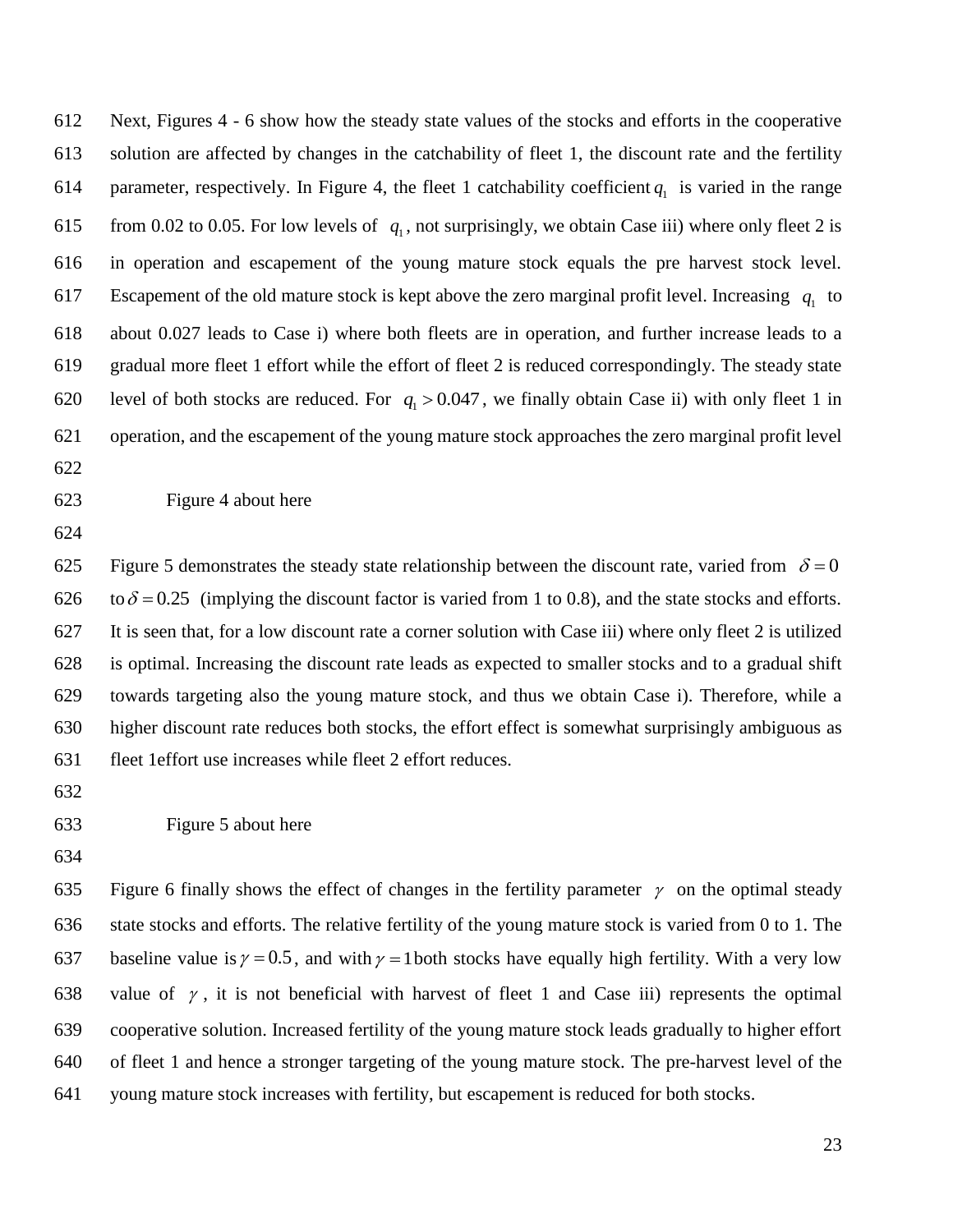Next, Figures 4 - 6 show how the steady state values of the stocks and efforts in the cooperative solution are affected by changes in the catchability of fleet 1, the discount rate and the fertility parameter, respectively. In Figure 4, the fleet 1 catchability coefficient $q_1$ is varied in the range from 0.02 to 0.05. For low levels of $q_1$, not surprisingly, we obtain Case iii) where only fleet 2 is in operation and escapement of the young mature stock equals the pre harvest stock level. Escapement of the old mature stock is kept above the zero marginal profit level. Increasing $q_1$ to about 0.027 leads to Case i) where both fleets are in operation, and further increase leads to a gradual more fleet 1 effort while the effort of fleet 2 is reduced correspondingly. The steady state level of both stocks are reduced. For $q_1 > 0.047$, we finally obtain Case ii) with only fleet 1 in operation, and the escapement of the young mature stock approaches the zero marginal profit level

Figure 4 about here

Figure 5 demonstrates the steady state relationship between the discount rate, varied from $\delta = 0$ to $\delta = 0.25$ (implying the discount factor is varied from 1 to 0.8), and the state stocks and efforts. It is seen that, for a low discount rate a corner solution with Case iii) where only fleet 2 is utilized is optimal. Increasing the discount rate leads as expected to smaller stocks and to a gradual shift towards targeting also the young mature stock, and thus we obtain Case i). Therefore, while a higher discount rate reduces both stocks, the effort effect is somewhat surprisingly ambiguous as fleet 1effort use increases while fleet 2 effort reduces.

Figure 5 about here

Figure 6 finally shows the effect of changes in the fertility parameter $\gamma$ on the optimal steady state stocks and efforts. The relative fertility of the young mature stock is varied from 0 to 1. The baseline value is $\gamma = 0.5$, and with $\gamma = 1$ both stocks have equally high fertility. With a very low value of $\gamma$, it is not beneficial with harvest of fleet 1 and Case iii) represents the optimal cooperative solution. Increased fertility of the young mature stock leads gradually to higher effort of fleet 1 and hence a stronger targeting of the young mature stock. The pre-harvest level of the young mature stock increases with fertility, but escapement is reduced for both stocks.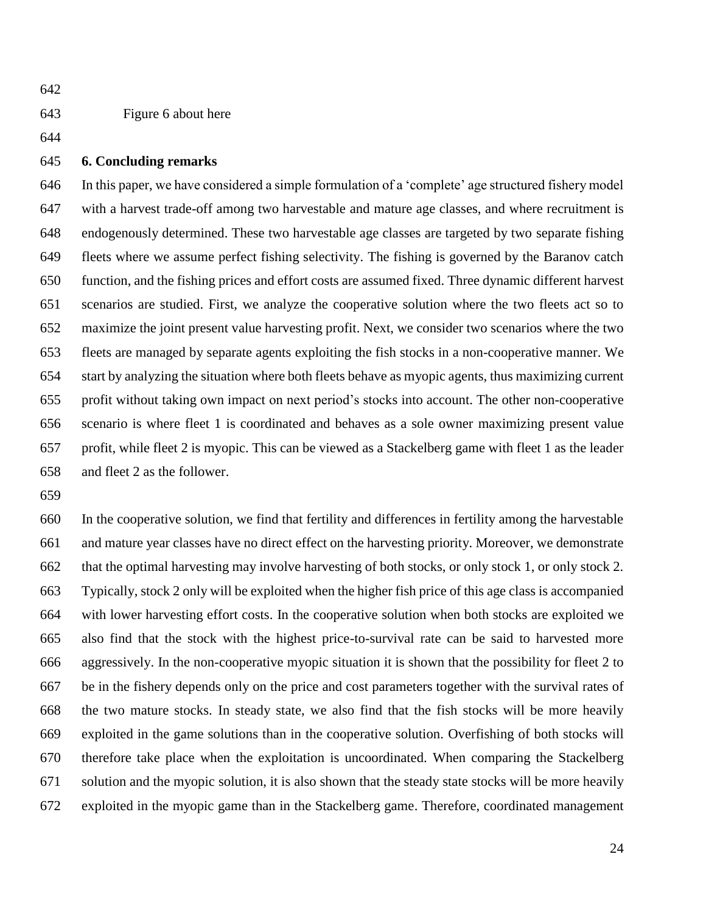Figure 6 about here

## 6. Concluding remarks

In this paper, we have considered a simple formulation of a 'complete' age structured fishery model with a harvest trade-off among two harvestable and mature age classes, and where recruitment is endogenously determined. These two harvestable age classes are targeted by two separate fishing fleets where we assume perfect fishing selectivity. The fishing is governed by the Baranov catch function, and the fishing prices and effort costs are assumed fixed. Three dynamic different harvest scenarios are studied. First, we analyze the cooperative solution where the two fleets act so to maximize the joint present value harvesting profit. Next, we consider two scenarios where the two fleets are managed by separate agents exploiting the fish stocks in a non-cooperative manner. We start by analyzing the situation where both fleets behave as myopic agents, thus maximizing current profit without taking own impact on next period's stocks into account. The other non-cooperative scenario is where fleet 1 is coordinated and behaves as a sole owner maximizing present value profit, while fleet 2 is myopic. This can be viewed as a Stackelberg game with fleet 1 as the leader and fleet 2 as the follower.

In the cooperative solution, we find that fertility and differences in fertility among the harvestable and mature year classes have no direct effect on the harvesting priority. Moreover, we demonstrate that the optimal harvesting may involve harvesting of both stocks, or only stock 1, or only stock 2. Typically, stock 2 only will be exploited when the higher fish price of this age class is accompanied with lower harvesting effort costs. In the cooperative solution when both stocks are exploited we also find that the stock with the highest price-to-survival rate can be said to harvested more aggressively. In the non-cooperative myopic situation it is shown that the possibility for fleet 2 to be in the fishery depends only on the price and cost parameters together with the survival rates of the two mature stocks. In steady state, we also find that the fish stocks will be more heavily exploited in the game solutions than in the cooperative solution. Overfishing of both stocks will therefore take place when the exploitation is uncoordinated. When comparing the Stackelberg solution and the myopic solution, it is also shown that the steady state stocks will be more heavily exploited in the myopic game than in the Stackelberg game. Therefore, coordinated management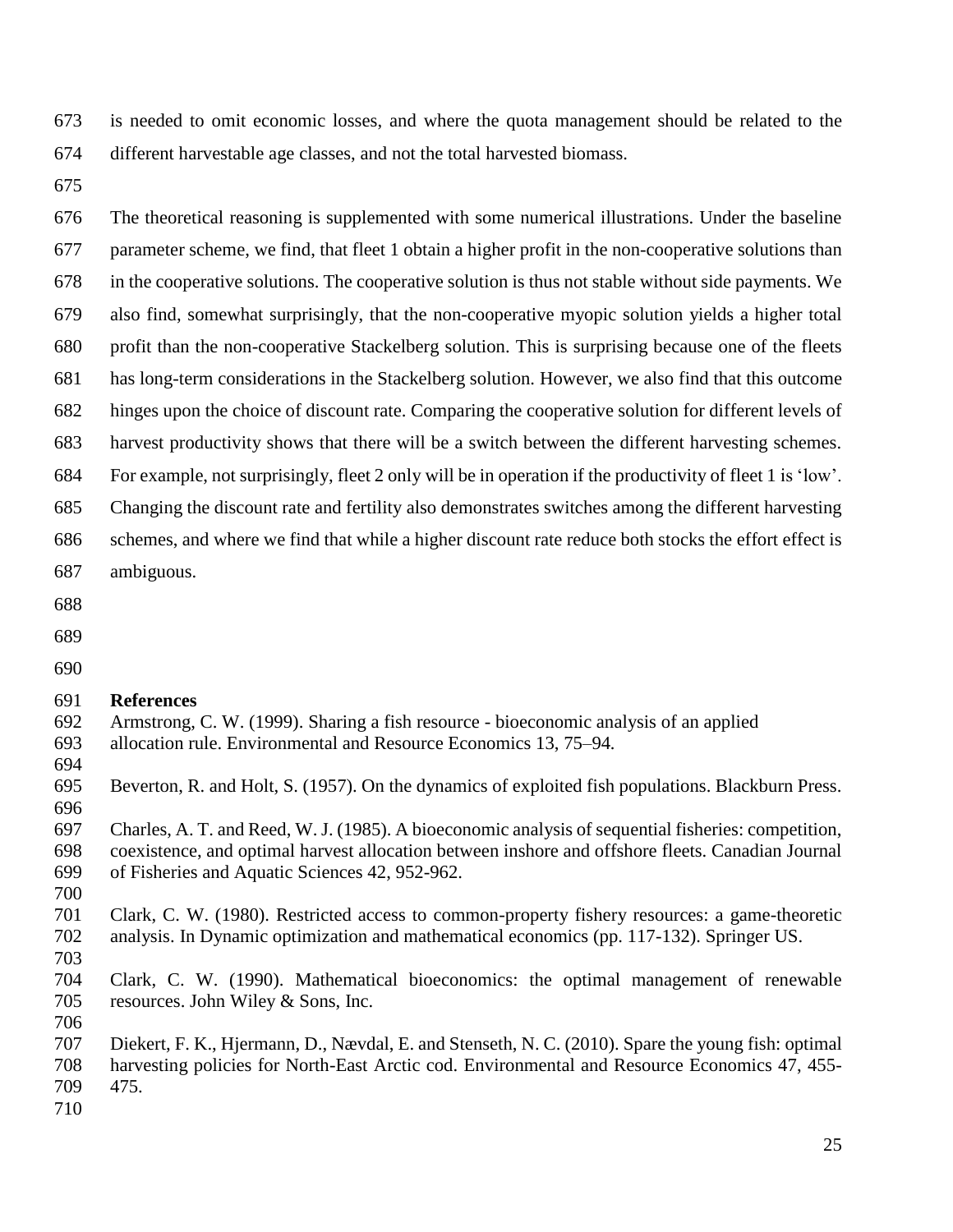is needed to omit economic losses, and where the quota management should be related to the different harvestable age classes, and not the total harvested biomass.

The theoretical reasoning is supplemented with some numerical illustrations. Under the baseline parameter scheme, we find, that fleet 1 obtain a higher profit in the non-cooperative solutions than in the cooperative solutions. The cooperative solution is thus not stable without side payments. We also find, somewhat surprisingly, that the non-cooperative myopic solution yields a higher total profit than the non-cooperative Stackelberg solution. This is surprising because one of the fleets has long-term considerations in the Stackelberg solution. However, we also find that this outcome hinges upon the choice of discount rate. Comparing the cooperative solution for different levels of harvest productivity shows that there will be a switch between the different harvesting schemes. For example, not surprisingly, fleet 2 only will be in operation if the productivity of fleet 1 is 'low'. Changing the discount rate and fertility also demonstrates switches among the different harvesting schemes, and where we find that while a higher discount rate reduce both stocks the effort effect is ambiguous.

## References

Armstrong, C. W. (1999). Sharing a fish resource - bioeconomic analysis of an applied allocation rule. Environmental and Resource Economics 13, 75–94.

Beverton, R. and Holt, S. (1957). On the dynamics of exploited fish populations. Blackburn Press.

Charles, A. T. and Reed, W. J. (1985). A bioeconomic analysis of sequential fisheries: competition, coexistence, and optimal harvest allocation between inshore and offshore fleets. Canadian Journal of Fisheries and Aquatic Sciences 42, 952-962.

Clark, C. W. (1980). Restricted access to common-property fishery resources: a game-theoretic analysis. In Dynamic optimization and mathematical economics (pp. 117-132). Springer US.

Clark, C. W. (1990). Mathematical bioeconomics: the optimal management of renewable resources. John Wiley & Sons, Inc.

Diekert, F. K., Hjermann, D., Nævdal, E. and Stenseth, N. C. (2010). Spare the young fish: optimal harvesting policies for North-East Arctic cod. Environmental and Resource Economics 47, 455-475.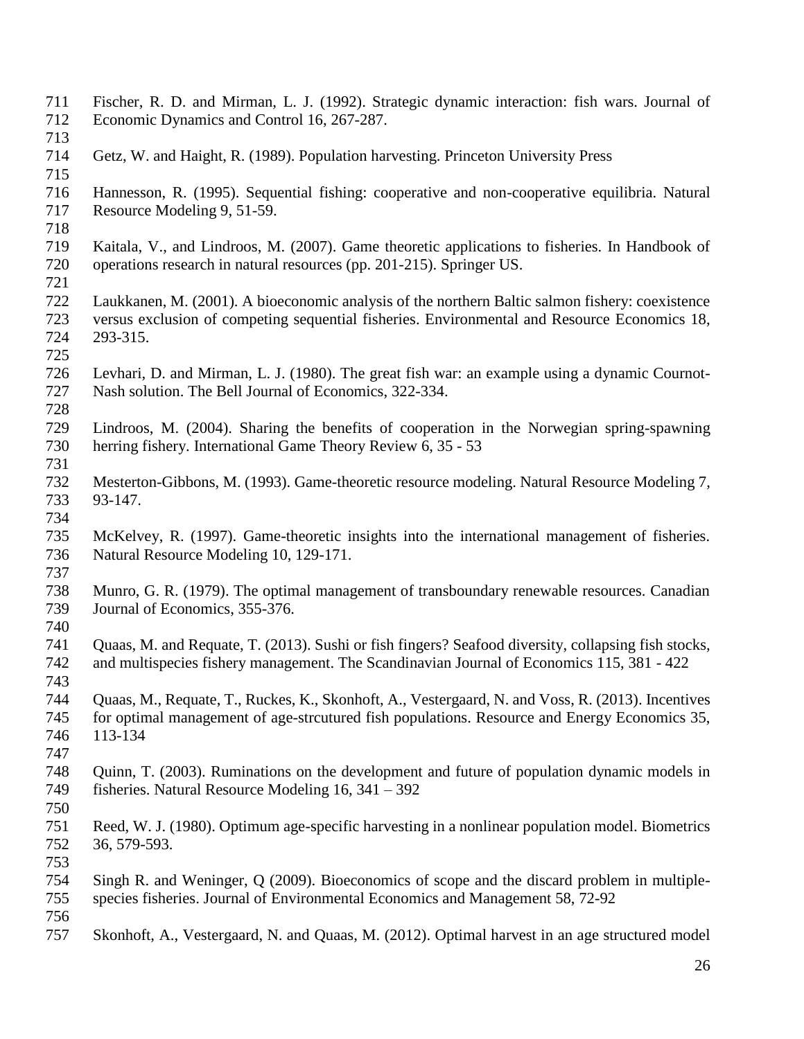Fischer, R. D. and Mirman, L. J. (1992). Strategic dynamic interaction: fish wars. Journal of Economic Dynamics and Control 16, 267-287.

Getz, W. and Haight, R. (1989). Population harvesting. Princeton University Press

Hannesson, R. (1995). Sequential fishing: cooperative and non-cooperative equilibria. Natural Resource Modeling 9, 51-59.

Kaitala, V., and Lindroos, M. (2007). Game theoretic applications to fisheries. In Handbook of operations research in natural resources (pp. 201-215). Springer US.

Laukkanen, M. (2001). A bioeconomic analysis of the northern Baltic salmon fishery: coexistence versus exclusion of competing sequential fisheries. Environmental and Resource Economics 18, 293-315.

Levhari, D. and Mirman, L. J. (1980). The great fish war: an example using a dynamic Cournot-Nash solution. The Bell Journal of Economics, 322-334.

Lindroos, M. (2004). Sharing the benefits of cooperation in the Norwegian spring-spawning herring fishery. International Game Theory Review 6, 35 - 53

Mesterton-Gibbons, M. (1993). Game-theoretic resource modeling. Natural Resource Modeling 7, 93-147.

McKelvey, R. (1997). Game-theoretic insights into the international management of fisheries. Natural Resource Modeling 10, 129-171.

Munro, G. R. (1979). The optimal management of transboundary renewable resources. Canadian Journal of Economics, 355-376.

Quaas, M. and Requate, T. (2013). Sushi or fish fingers? Seafood diversity, collapsing fish stocks, and multispecies fishery management. The Scandinavian Journal of Economics 115, 381 - 422

Quaas, M., Requate, T., Ruckes, K., Skonhoft, A., Vestergaard, N. and Voss, R. (2013). Incentives for optimal management of age-strcutured fish populations. Resource and Energy Economics 35, 113-134

Quinn, T. (2003). Ruminations on the development and future of population dynamic models in fisheries. Natural Resource Modeling 16, 341 – 392

Reed, W. J. (1980). Optimum age-specific harvesting in a nonlinear population model. Biometrics 36, 579-593.

Singh R. and Weninger, Q (2009). Bioeconomics of scope and the discard problem in multiple-species fisheries. Journal of Environmental Economics and Management 58, 72-92

Skonhoft, A., Vestergaard, N. and Quaas, M. (2012). Optimal harvest in an age structured model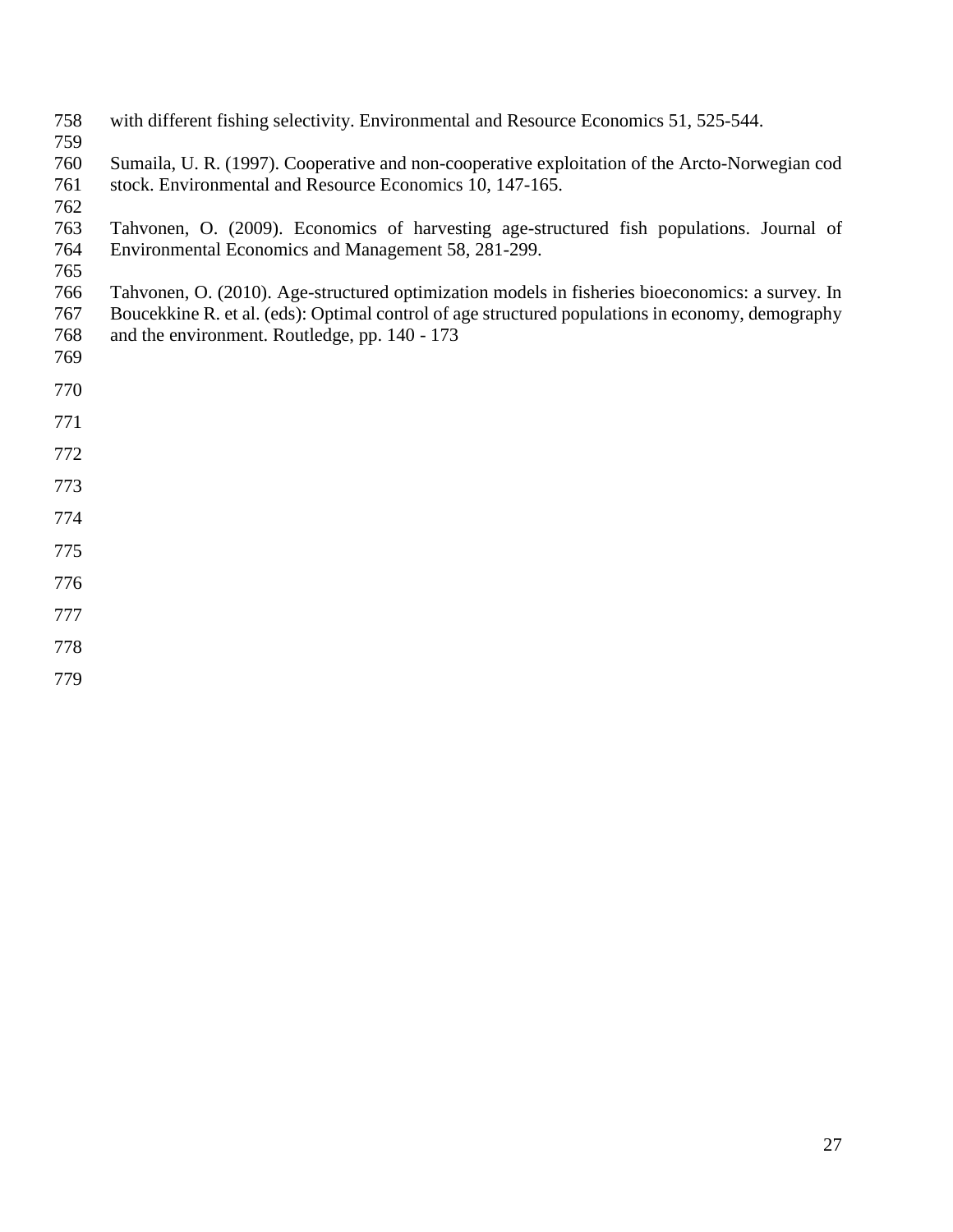with different fishing selectivity. Environmental and Resource Economics 51, 525-544.

Sumaila, U. R. (1997). Cooperative and non-cooperative exploitation of the Arcto-Norwegian cod stock. Environmental and Resource Economics 10, 147-165.

Tahvonen, O. (2009). Economics of harvesting age-structured fish populations. Journal of Environmental Economics and Management 58, 281-299.

Tahvonen, O. (2010). Age-structured optimization models in fisheries bioeconomics: a survey. In Boucekkine R. et al. (eds): Optimal control of age structured populations in economy, demography and the environment. Routledge, pp. 140 - 173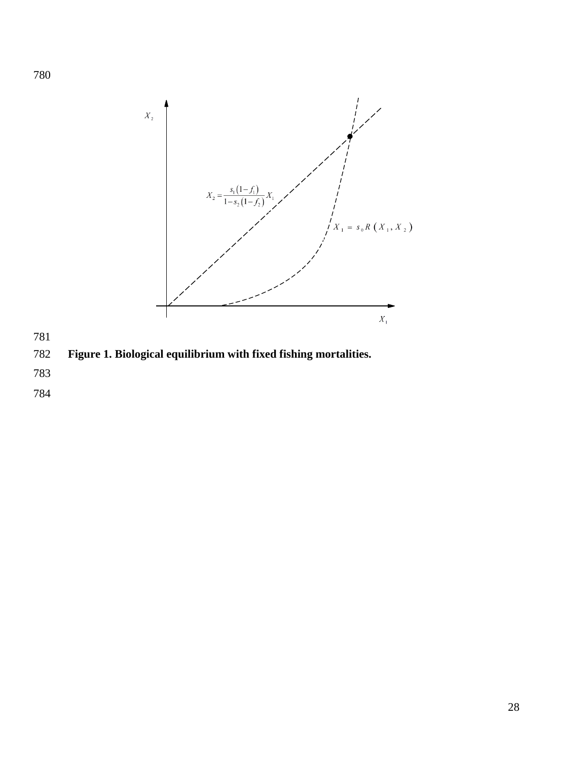$X_2$

$$X_2 = \frac{s_1(1-f_1)}{1-s_2(1-f_2)}X_1$$

$$X_1 = s_0 R(X_1, X_2)$$

$X_1$

**Figure 1. Biological equilibrium with fixed fishing mortalities.**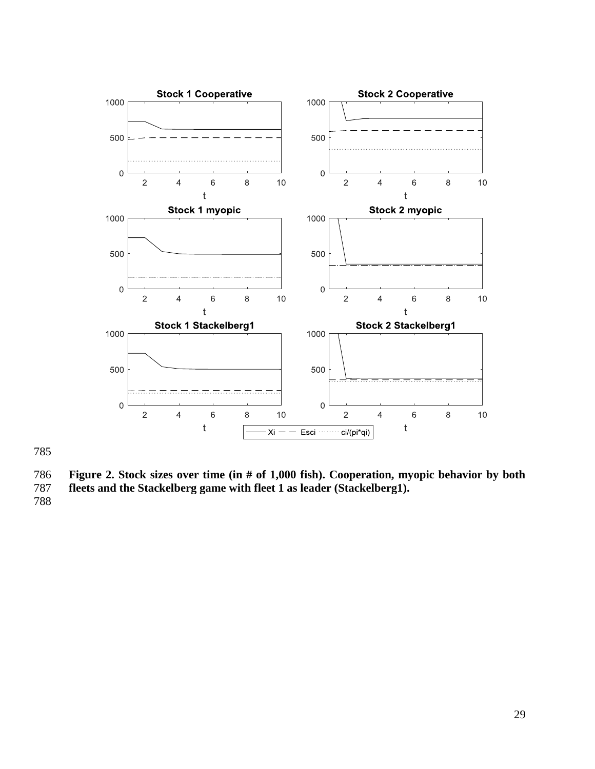**Figure 2. Stock sizes over time (in # of 1,000 fish). Cooperation, myopic behavior by both fleets and the Stackelberg game with fleet 1 as leader (Stackelberg1).**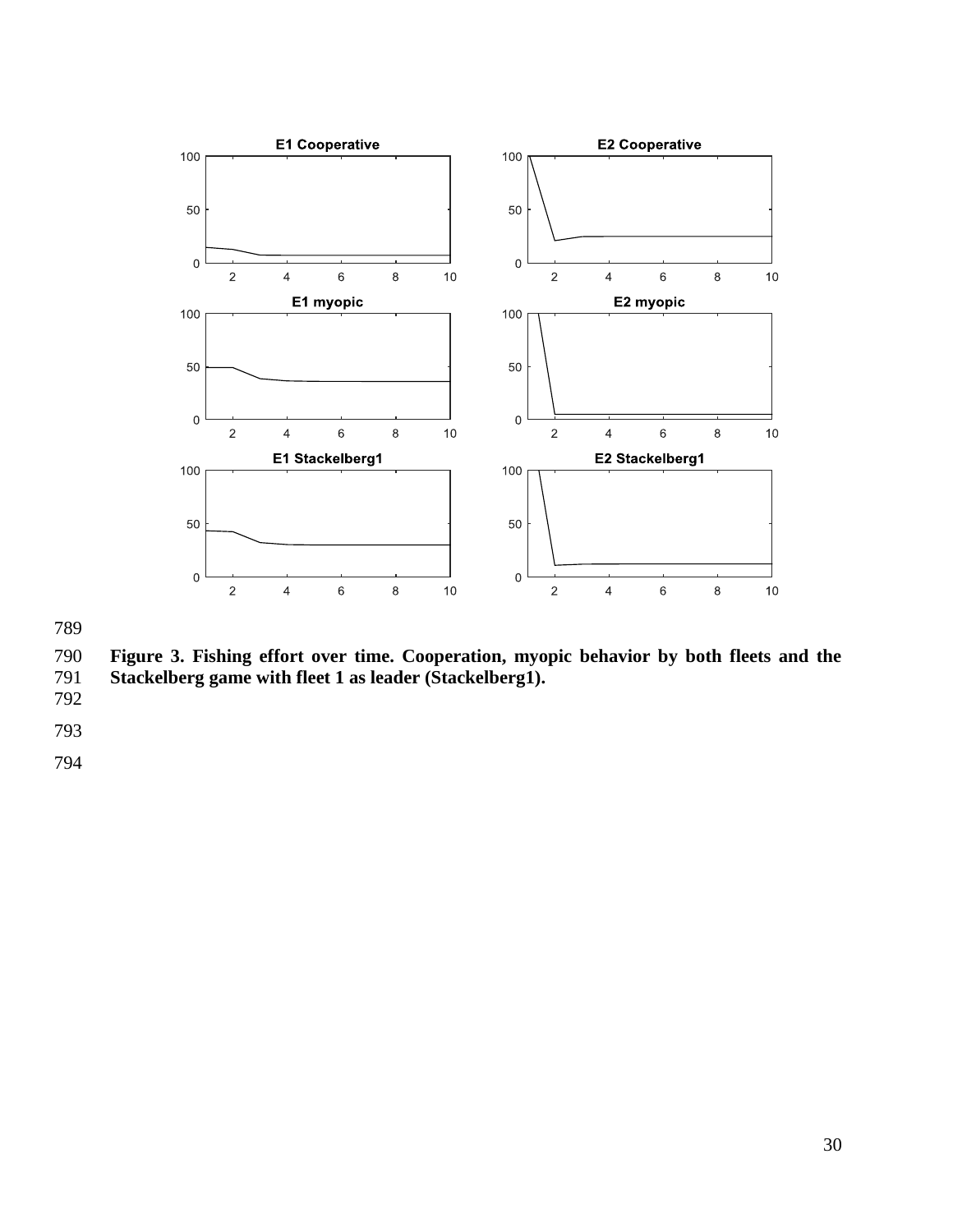**Figure 3. Fishing effort over time. Cooperation, myopic behavior by both fleets and the Stackelberg game with fleet 1 as leader (Stackelberg1).**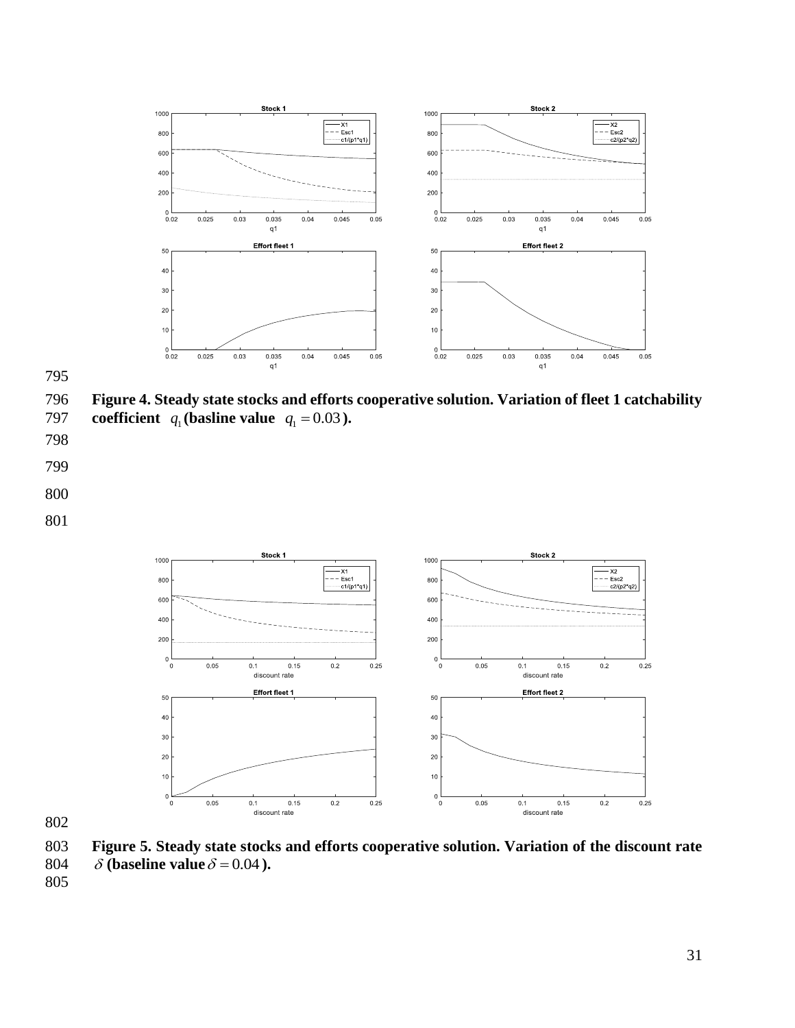**Figure 4. Steady state stocks and efforts cooperative solution. Variation of fleet 1 catchability coefficient $q_1$ (basline value $q_1 = 0.03$).**

**Figure 5. Steady state stocks and efforts cooperative solution. Variation of the discount rate $\delta$ (baseline value $\delta = 0.04$).**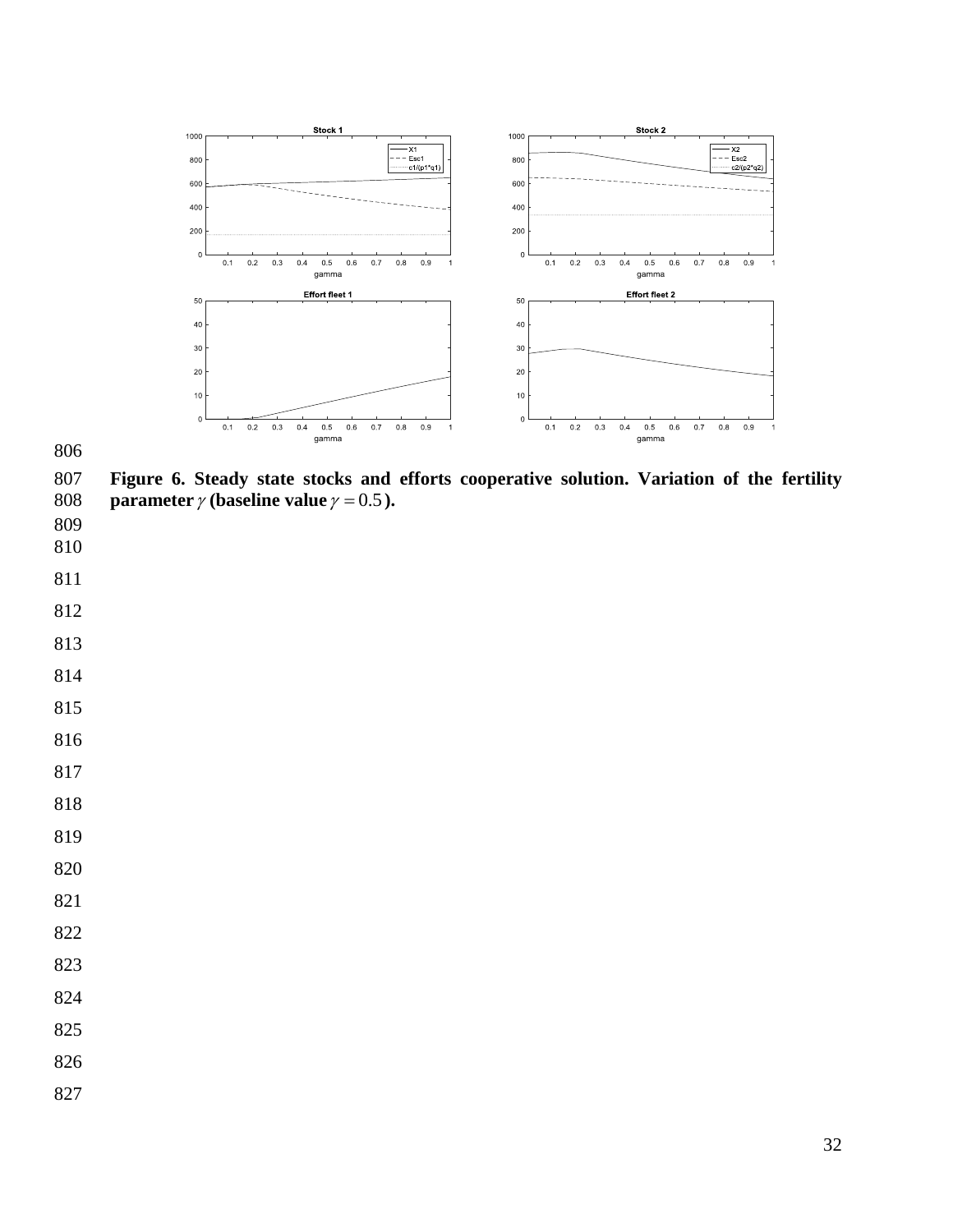**Figure 6. Steady state stocks and efforts cooperative solution. Variation of the fertility parameter $\gamma$ (baseline value $\gamma = 0.5$).**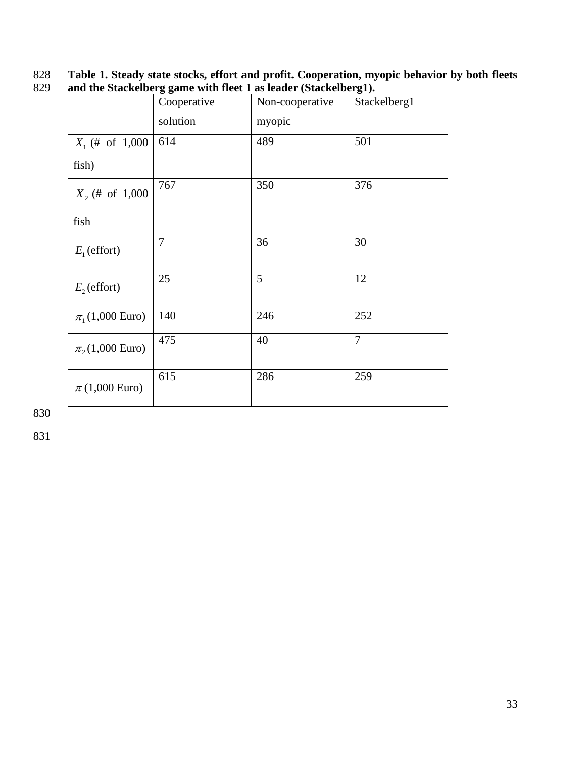**Table 1. Steady state stocks, effort and profit. Cooperation, myopic behavior by both fleets and the Stackelberg game with fleet 1 as leader (Stackelberg1).**

| | Cooperative solution | Non-cooperative myopic | Stackelberg1 |
|---|---|---|---|
| $X_1$ (# of 1,000 fish) | 614 | 489 | 501 |
| $X_2$ (# of 1,000 fish | 767 | 350 | 376 |
| $E_1$ (effort) | 7 | 36 | 30 |
| $E_2$ (effort) | 25 | 5 | 12 |
| $\pi_1$ (1,000 Euro) | 140 | 246 | 252 |
| $\pi_2$ (1,000 Euro) | 475 | 40 | 7 |
| $\pi$ (1,000 Euro) | 615 | 286 | 259 |